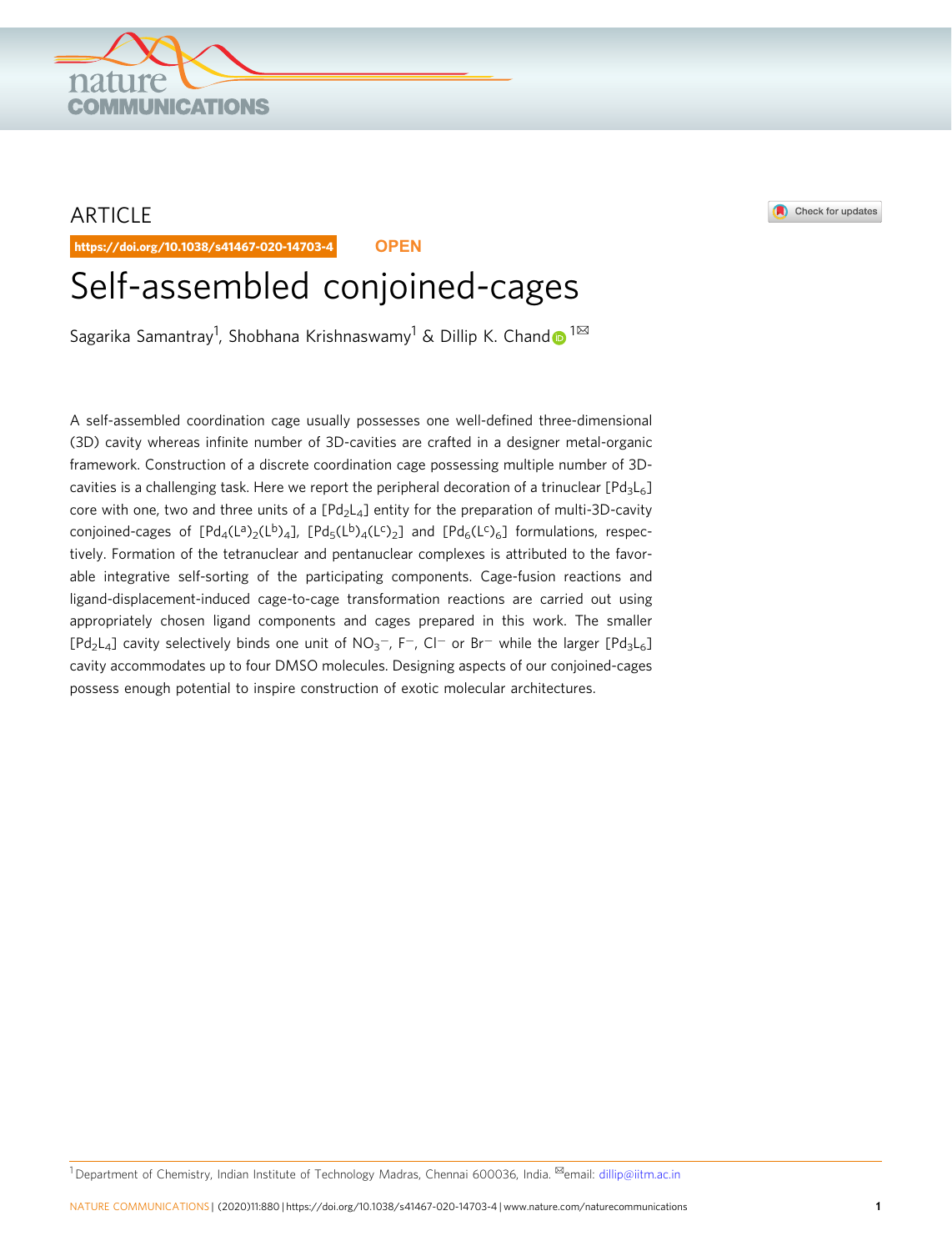ARTICLE

https://doi.org/10.1038/s41467-020-14703-4 OPEN

# Self-assembled conjoined-cages

Sagarika Samantray[1], Shobhana Krishnaswamy[1] & Dillip K. Chand[1✉]

A self-assembled coordination cage usually possesses one well-defined three-dimensional (3D) cavity whereas infinite number of 3D-cavities are crafted in a designer metal-organic framework. Construction of a discrete coordination cage possessing multiple number of 3D-cavities is a challenging task. Here we report the peripheral decoration of a trinuclear $[Pd_3L_6]$ core with one, two and three units of a $[Pd_2L_4]$ entity for the preparation of multi-3D-cavity conjoined-cages of $[Pd_4(L^a)_2(L^b)_4]$, $[Pd_5(L^b)_4(L^c)_2]$ and $[Pd_6(L^c)_6]$ formulations, respectively. Formation of the tetranuclear and pentanuclear complexes is attributed to the favorable integrative self-sorting of the participating components. Cage-fusion reactions and ligand-displacement-induced cage-to-cage transformation reactions are carried out using appropriately chosen ligand components and cages prepared in this work. The smaller $[Pd_2L_4]$ cavity selectively binds one unit of $NO_3^-$, $F^-$, $Cl^-$ or $Br^-$ while the larger $[Pd_3L_6]$ cavity accommodates up to four DMSO molecules. Designing aspects of our conjoined-cages possess enough potential to inspire construction of exotic molecular architectures.

[1] Department of Chemistry, Indian Institute of Technology Madras, Chennai 600036, India. ✉email: dillip@iitm.ac.in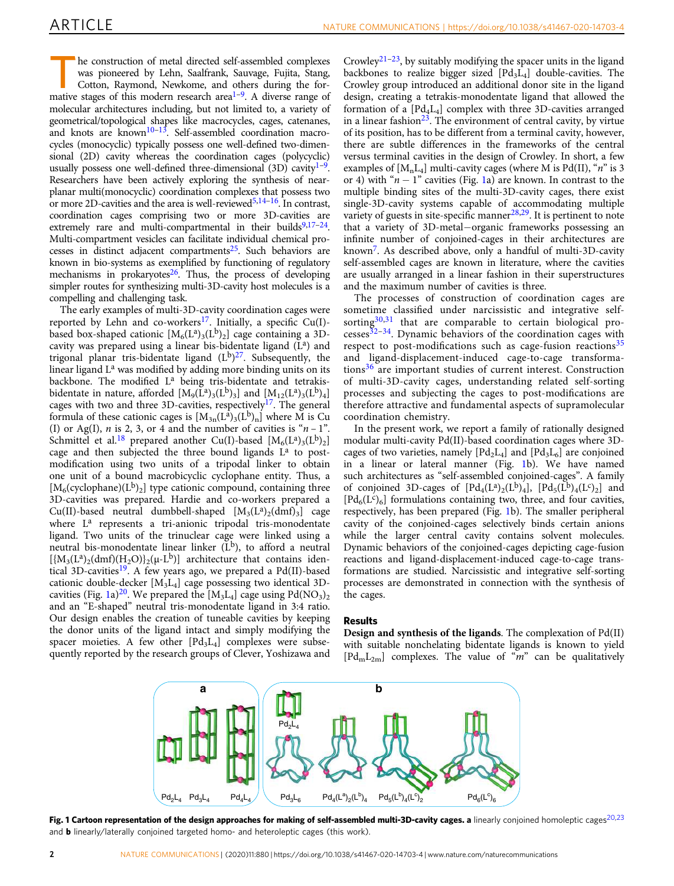The construction of metal directed self-assembled complexes was pioneered by Lehn, Saalfrank, Sauvage, Fujita, Stang, Cotton, Raymond, Newkome, and others during the formative stages of this modern research area[1–9]. A diverse range of molecular architectures including, but not limited to, a variety of geometrical/topological shapes like macrocycles, cages, catenanes, and knots are known[10–13]. Self-assembled coordination macrocycles (monocyclic) typically possess one well-defined two-dimensional (2D) cavity whereas the coordination cages (polycyclic) usually possess one well-defined three-dimensional (3D) cavity[1–9]. Researchers have been actively exploring the synthesis of near-planar multi(monocyclic) coordination complexes that possess two or more 2D-cavities and the area is well-reviewed[5,14–16]. In contrast, coordination cages comprising two or more 3D-cavities are extremely rare and multi-compartmental in their builds[9,17–24]. Multi-compartment vesicles can facilitate individual chemical processes in distinct adjacent compartments[25]. Such behaviors are known in bio-systems as exemplified by functioning of regulatory mechanisms in prokaryotes[26]. Thus, the process of developing simpler routes for synthesizing multi-3D-cavity host molecules is a compelling and challenging task.

The early examples of multi-3D-cavity coordination cages were reported by Lehn and co-workers[17]. Initially, a specific Cu(I)-based box-shaped cationic $[M_6(L^a)_3(L^b)_2]$ cage containing a 3D-cavity was prepared using a linear bis-bidentate ligand ($L^a$) and trigonal planar tris-bidentate ligand ($L^b$)[27]. Subsequently, the linear ligand $L^a$ was modified by adding more binding units on its backbone. The modified $L^a$ being tris-bidentate and tetrakis-bidentate in nature, afforded $[M_9(L^a)_3(L^b)_3]$ and $[M_{12}(L^a)_3(L^b)_4]$ cages with two and three 3D-cavities, respectively[17]. The general formula of these cationic cages is $[M_{3n}(L^a)_3(L^b)_n]$ where M is Cu (I) or Ag(I), $n$ is 2, 3, or 4 and the number of cavities is "$n-1$". Schmittel et al.[18] prepared another Cu(I)-based $[M_6(L^a)_3(L^b)_2]$ cage and then subjected the three bound ligands $L^a$ to post-modification using two units of a tripodal linker to obtain one unit of a bound macrobicyclic cyclophane entity. Thus, a $[M_6(\text{cyclophane})(L^b)_2]$ type cationic compound, containing three 3D-cavities was prepared. Hardie and co-workers prepared a Cu(II)-based neutral dumbbell-shaped $[M_3(L^a)_2(\text{dmf})_3]$ cage where $L^a$ represents a tri-anionic tripodal tris-monodentate ligand. Two units of the trinuclear cage were linked using a neutral bis-monodentate linear linker ($L^b$), to afford a neutral $[\{M_3(L^a)_2(\text{dmf})(H_2O)\}_2(\mu\text{-}L^b)]$ architecture that contains identical 3D-cavities[19]. A few years ago, we prepared a Pd(II)-based cationic double-decker $[M_3L_4]$ cage possessing two identical 3D-cavities (Fig. 1a)[20]. We prepared the $[M_3L_4]$ cage using $Pd(NO_3)_2$ and an "E-shaped" neutral tris-monodentate ligand in 3:4 ratio. Our design enables the creation of tuneable cavities by keeping the donor units of the ligand intact and simply modifying the spacer moieties. A few other $[Pd_3L_4]$ complexes were subsequently reported by the research groups of Clever, Yoshizawa and Crowley[21–23], by suitably modifying the spacer units in the ligand backbones to realize bigger sized $[Pd_3L_4]$ double-cavities. The Crowley group introduced an additional donor site in the ligand design, creating a tetrakis-monodentate ligand that allowed the formation of a $[Pd_4L_4]$ complex with three 3D-cavities arranged in a linear fashion[23]. The environment of central cavity, by virtue of its position, has to be different from a terminal cavity, however, there are subtle differences in the frameworks of the central versus terminal cavities in the design of Crowley. In short, a few examples of $[M_nL_4]$ multi-cavity cages (where M is Pd(II), "$n$" is 3 or 4) with "$n-1$" cavities (Fig. 1a) are known. In contrast to the multiple binding sites of the multi-3D-cavity cages, there exist single-3D-cavity systems capable of accommodating multiple variety of guests in site-specific manner[28,29]. It is pertinent to note that a variety of 3D-metal−organic frameworks possessing an infinite number of conjoined-cages in their architectures are known[7]. As described above, only a handful of multi-3D-cavity self-assembled cages are known in literature, where the cavities are usually arranged in a linear fashion in their superstructures and the maximum number of cavities is three.

The processes of construction of coordination cages are sometime classified under narcissistic and integrative self-sorting[30,31] that are comparable to certain biological processes[32–34]. Dynamic behaviors of the coordination cages with respect to post-modifications such as cage-fusion reactions[35] and ligand-displacement-induced cage-to-cage transformations[36] are important studies of current interest. Construction of multi-3D-cavity cages, understanding related self-sorting processes and subjecting the cages to post-modifications are therefore attractive and fundamental aspects of supramolecular coordination chemistry.

In the present work, we report a family of rationally designed modular multi-cavity Pd(II)-based coordination cages where 3D-cages of two varieties, namely $[Pd_2L_4]$ and $[Pd_3L_6]$ are conjoined in a linear or lateral manner (Fig. 1b). We have named such architectures as "self-assembled conjoined-cages". A family of conjoined 3D-cages of $[Pd_4(L^a)_2(L^b)_4]$, $[Pd_5(L^b)_4(L^c)_2]$ and $[Pd_6(L^c)_6]$ formulations containing two, three, and four cavities, respectively, has been prepared (Fig. 1b). The smaller peripheral cavity of the conjoined-cages selectively binds certain anions while the larger central cavity contains solvent molecules. Dynamic behaviors of the conjoined-cages depicting cage-fusion reactions and ligand-displacement-induced cage-to-cage transformations are studied. Narcissistic and integrative self-sorting processes are demonstrated in connection with the synthesis of the cages.

## Results

**Design and synthesis of the ligands**. The complexation of Pd(II) with suitable nonchelating bidentate ligands is known to yield $[Pd_mL_{2m}]$ complexes. The value of "$m$" can be qualitatively

**Fig. 1 Cartoon representation of the design approaches for making of self-assembled multi-3D-cavity cages. a** linearly conjoined homoleptic cages[20,23] and **b** linearly/laterally conjoined targeted homo- and heteroleptic cages (this work).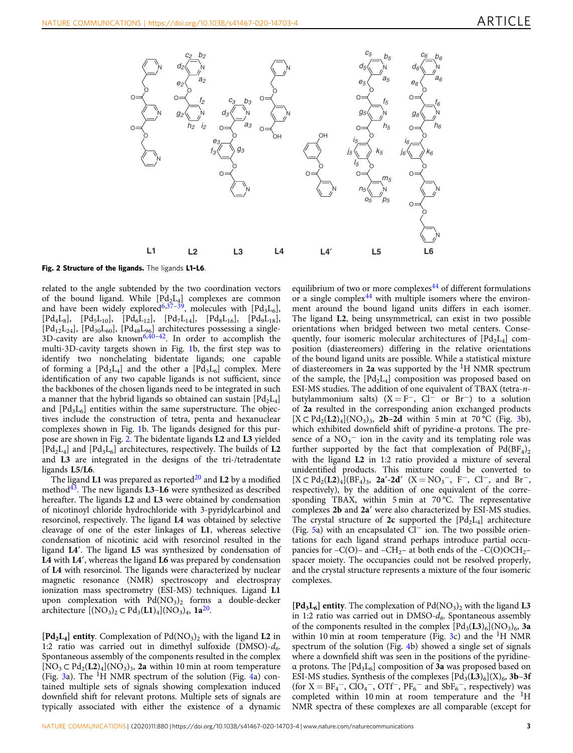**Fig. 2 Structure of the ligands.** The ligands **L1–L6**.

related to the angle subtended by the two coordination vectors of the bound ligand. While $[Pd_2L_4]$ complexes are common and have been widely explored[6,37–39], molecules with $[Pd_3L_6]$, $[Pd_4L_8]$, $[Pd_5L_{10}]$, $[Pd_6L_{12}]$, $[Pd_7L_{14}]$, $[Pd_8L_{16}]$, $[Pd_9L_{18}]$, $[Pd_{12}L_{24}]$, $[Pd_{30}L_{60}]$, $[Pd_{48}L_{96}]$ architectures possessing a single-3D-cavity are also known[6,40–42]. In order to accomplish the multi-3D-cavity targets shown in Fig. 1b, the first step was to identify two nonchelating bidentate ligands; one capable of forming a $[Pd_2L_4]$ and the other a $[Pd_3L_6]$ complex. Mere identification of any two capable ligands is not sufficient, since the backbones of the chosen ligands need to be integrated in such a manner that the hybrid ligands so obtained can sustain $[Pd_2L_4]$ and $[Pd_3L_6]$ entities within the same superstructure. The objectives include the construction of tetra, penta and hexanuclear complexes shown in Fig. 1b. The ligands designed for this purpose are shown in Fig. 2. The bidentate ligands **L2** and **L3** yielded $[Pd_2L_4]$ and $[Pd_3L_6]$ architectures, respectively. The builds of **L2** and **L3** are integrated in the designs of the tri-/tetradentate ligands **L5**/**L6**.

The ligand **L1** was prepared as reported[20] and **L2** by a modified method[43]. The new ligands **L3**–**L6** were synthesized as described hereafter. The ligands **L2** and **L3** were obtained by condensation of nicotinoyl chloride hydrochloride with 3-pyridylcarbinol and resorcinol, respectively. The ligand **L4** was obtained by selective cleavage of one of the ester linkages of **L1**, whereas selective condensation of nicotinic acid with resorcinol resulted in the ligand **L4′**. The ligand **L5** was synthesized by condensation of **L4** with **L4′**, whereas the ligand **L6** was prepared by condensation of **L4** with resorcinol. The ligands were characterized by nuclear magnetic resonance (NMR) spectroscopy and electrospray ionization mass spectrometry (ESI-MS) techniques. Ligand **L1** upon complexation with $Pd(NO_3)_2$ forms a double-decker architecture $[(NO_3)_2 \subset Pd_3(\mathbf{L1})_4](NO_3)_4$, **1a**[20].

**$[Pd_2L_4]$ entity**. Complexation of $Pd(NO_3)_2$ with the ligand **L2** in 1:2 ratio was carried out in dimethyl sulfoxide (DMSO)-$d_6$. Spontaneous assembly of the components resulted in the complex $[NO_3 \subset Pd_2(\mathbf{L2})_4](NO_3)_3$, **2a** within 10 min at room temperature (Fig. 3a). The $^1H$ NMR spectrum of the solution (Fig. 4a) contained multiple sets of signals showing complexation induced downfield shift for relevant protons. Multiple sets of signals are typically associated with either the existence of a dynamic equilibrium of two or more complexes[44] of different formulations or a single complex[44] with multiple isomers where the environment around the bound ligand units differs in each isomer. The ligand **L2**, being unsymmetrical, can exist in two possible orientations when bridged between two metal centers. Consequently, four isomeric molecular architectures of $[Pd_2L_4]$ composition (diastereomers) differing in the relative orientations of the bound ligand units are possible. While a statistical mixture of diastereomers in **2a** was supported by the $^1H$ NMR spectrum of the sample, the $[Pd_2L_4]$ composition was proposed based on ESI-MS studies. The addition of one equivalent of TBAX (tetra-*n*-butylammonium salts) ($X = F^-$, $Cl^-$ or $Br^-$) to a solution of **2a** resulted in the corresponding anion exchanged products $[X \subset Pd_2(\mathbf{L2})_4](NO_3)_3$, **2b**–**2d** within 5 min at 70 °C (Fig. 3b), which exhibited downfield shift of pyridine-α protons. The presence of a $NO_3^-$ ion in the cavity and its templating role was further supported by the fact that complexation of $Pd(BF_4)_2$ with the ligand **L2** in 1:2 ratio provided a mixture of several unidentified products. This mixture could be converted to $[X \subset Pd_2(\mathbf{L2})_4](BF_4)_3$, **2a′**-**2d′** ($X = NO_3^-$, $F^-$, $Cl^-$, and $Br^-$, respectively), by the addition of one equivalent of the corresponding TBAX, within 5 min at 70 °C. The representative complexes **2b** and **2a′** were also characterized by ESI-MS studies. The crystal structure of **2c** supported the $[Pd_2L_4]$ architecture (Fig. 5a) with an encapsulated $Cl^-$ ion. The two possible orientations for each ligand strand perhaps introduce partial occupancies for –C(O)– and –$CH_2$– at both ends of the –C(O)O$CH_2$– spacer moiety. The occupancies could not be resolved properly, and the crystal structure represents a mixture of the four isomeric complexes.

**$[Pd_3L_6]$ entity**. The complexation of $Pd(NO_3)_2$ with the ligand **L3** in 1:2 ratio was carried out in DMSO-$d_6$. Spontaneous assembly of the components resulted in the complex $[Pd_3(\mathbf{L3})_6](NO_3)_6$, **3a** within 10 min at room temperature (Fig. 3c) and the $^1H$ NMR spectrum of the solution (Fig. 4b) showed a single set of signals where a downfield shift was seen in the positions of the pyridine-α protons. The $[Pd_3L_6]$ composition of **3a** was proposed based on ESI-MS studies. Synthesis of the complexes $[Pd_3(\mathbf{L3})_6](X)_6$, **3b**–**3f** (for $X = BF_4^-$, $ClO_4^-$, $OTf^-$, $PF_6^-$ and $SbF_6^-$, respectively) was completed within 10 min at room temperature and the $^1H$ NMR spectra of these complexes are all comparable (except for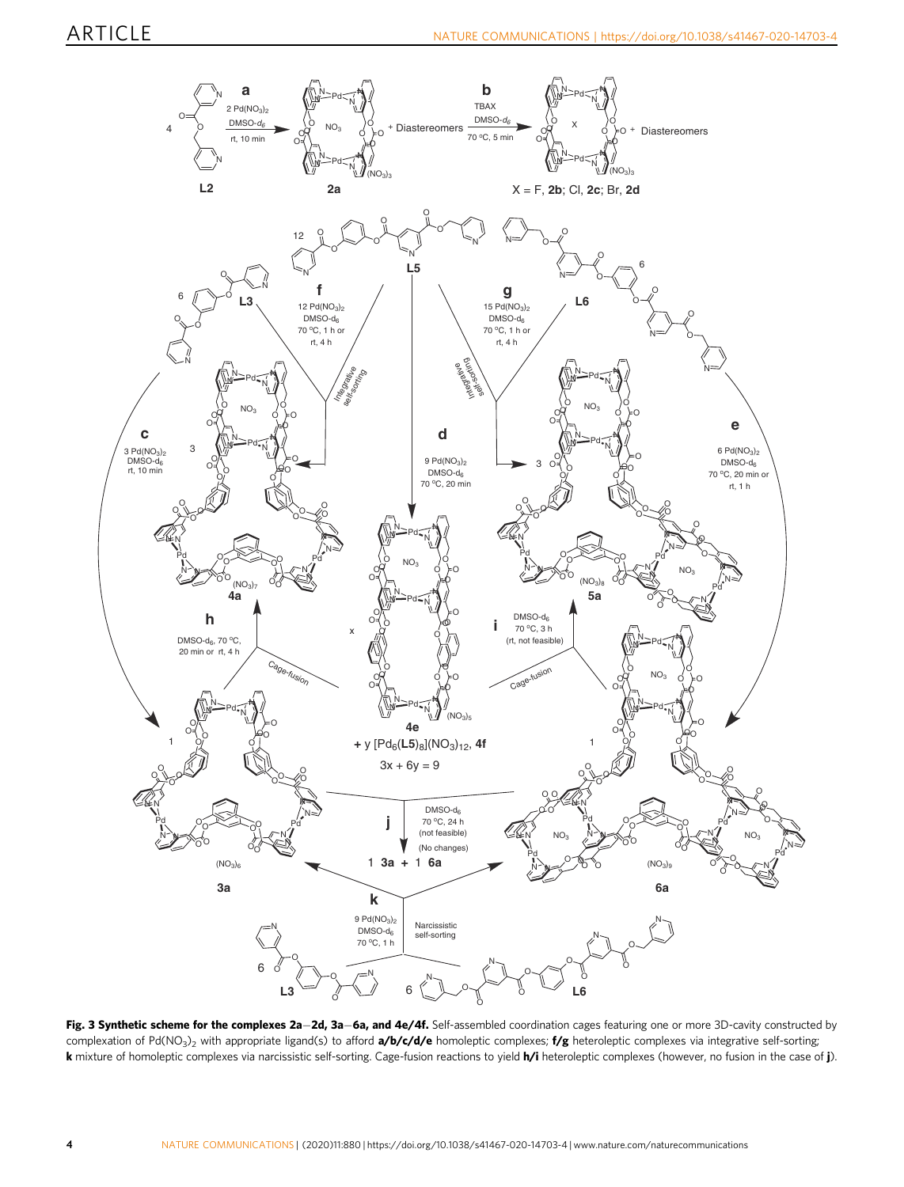**Fig. 3 Synthetic scheme for the complexes 2a–2d, 3a–6a, and 4e/4f.** Self-assembled coordination cages featuring one or more 3D-cavity constructed by complexation of $Pd(NO_3)_2$ with appropriate ligand(s) to afford **a/b/c/d/e** homoleptic complexes; **f/g** heteroleptic complexes via integrative self-sorting; **k** mixture of homoleptic complexes via narcissistic self-sorting. Cage-fusion reactions to yield **h/i** heteroleptic complexes (however, no fusion in the case of **j**).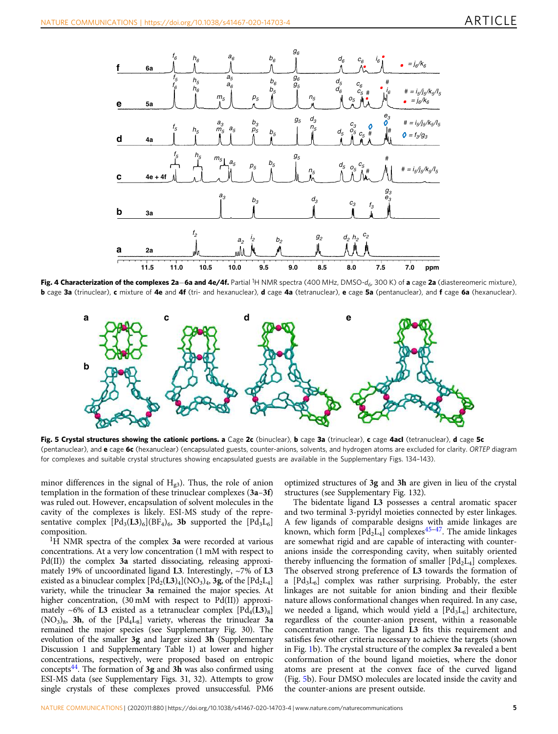**Fig. 4 Characterization of the complexes 2a–6a and 4e/4f.** Partial $^1H$ NMR spectra (400 MHz, DMSO-$d_6$, 300 K) of **a** cage **2a** (diastereomeric mixture), **b** cage **3a** (trinuclear), **c** mixture of **4e** and **4f** (tri- and hexanuclear), **d** cage **4a** (tetranuclear), **e** cage **5a** (pentanuclear), and **f** cage **6a** (hexanuclear).

**Fig. 5 Crystal structures showing the cationic portions.** **a** Cage **2c** (binuclear), **b** cage **3a** (trinuclear), **c** cage **4acl** (tetranuclear), **d** cage **5c** (pentanuclear), and **e** cage **6c** (hexanuclear) (encapsulated guests, counter-anions, solvents, and hydrogen atoms are excluded for clarity. *ORTEP* diagram for complexes and suitable crystal structures showing encapsulated guests are available in the Supplementary Figs. 134–143).

minor differences in the signal of $H_{g3}$). Thus, the role of anion templation in the formation of these trinuclear complexes (**3a**–**3f**) was ruled out. However, encapsulation of solvent molecules in the cavity of the complexes is likely. ESI-MS study of the representative complex $[Pd_3(\mathbf{L3})_6](BF_4)_6$, **3b** supported the $[Pd_3L_6]$ composition.

$^1H$ NMR spectra of the complex **3a** were recorded at various concentrations. At a very low concentration (1 mM with respect to Pd(II)) the complex **3a** started dissociating, releasing approximately 19% of uncoordinated ligand **L3**. Interestingly, ~7% of **L3** existed as a binuclear complex $[Pd_2(\mathbf{L3})_4](NO_3)_4$, **3g**, of the $[Pd_2L_4]$ variety, while the trinuclear **3a** remained the major species. At higher concentration, (30 mM with respect to Pd(II)) approximately ~6% of **L3** existed as a tetranuclear complex $[Pd_4(\mathbf{L3})_8](NO_3)_8$, **3h**, of the $[Pd_4L_8]$ variety, whereas the trinuclear **3a** remained the major species (see Supplementary Fig. 30). The evolution of the smaller **3g** and larger sized **3h** (Supplementary Discussion 1 and Supplementary Table 1) at lower and higher concentrations, respectively, were proposed based on entropic concepts[44]. The formation of **3g** and **3h** was also confirmed using ESI-MS data (see Supplementary Figs. 31, 32). Attempts to grow single crystals of these complexes proved unsuccessful. PM6 optimized structures of **3g** and **3h** are given in lieu of the crystal structures (see Supplementary Fig. 132).

The bidentate ligand **L3** possesses a central aromatic spacer and two terminal 3-pyridyl moieties connected by ester linkages. A few ligands of comparable designs with amide linkages are known, which form $[Pd_2L_4]$ complexes[45–47]. The amide linkages are somewhat rigid and are capable of interacting with counter-anions inside the corresponding cavity, when suitably oriented thereby influencing the formation of smaller $[Pd_2L_4]$ complexes. The observed strong preference of **L3** towards the formation of a $[Pd_3L_6]$ complex was rather surprising. Probably, the ester linkages are not suitable for anion binding and their flexible nature allows conformational changes when required. In any case, we needed a ligand, which would yield a $[Pd_3L_6]$ architecture, regardless of the counter-anion present, within a reasonable concentration range. The ligand **L3** fits this requirement and satisfies few other criteria necessary to achieve the targets (shown in Fig. 1b). The crystal structure of the complex **3a** revealed a bent conformation of the bound ligand moieties, where the donor atoms are present at the convex face of the curved ligand (Fig. 5b). Four DMSO molecules are located inside the cavity and the counter-anions are present outside.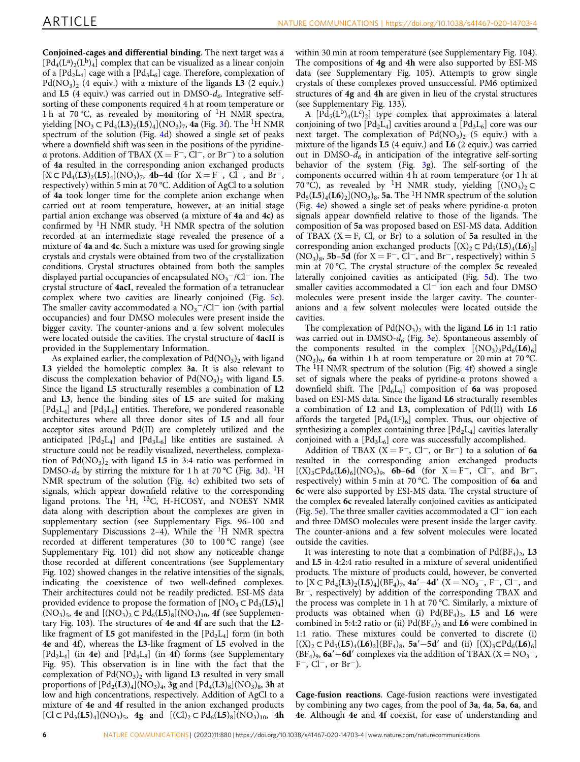**Conjoined-cages and differential binding**. The next target was a $[Pd_4(L^a)_2(L^b)_4]$ complex that can be visualized as a linear conjoin of a $[Pd_2L_4]$ cage with a $[Pd_3L_6]$ cage. Therefore, complexation of $Pd(NO_3)_2$ (4 equiv.) with a mixture of the ligands **L3** (2 equiv.) and **L5** (4 equiv.) was carried out in DMSO-$d_6$. Integrative self-sorting of these components required 4 h at room temperature or 1 h at 70 °C, as revealed by monitoring of $^1$H NMR spectra, yielding $[NO_3 \subset Pd_4(\mathbf{L3})_2(\mathbf{L5})_4](NO_3)_7$, **4a** (Fig. 3f). The $^1$H NMR spectrum of the solution (Fig. 4d) showed a single set of peaks where a downfield shift was seen in the positions of the pyridine-α protons. Addition of TBAX (X = F$^-$, Cl$^-$, or Br$^-$) to a solution of **4a** resulted in the corresponding anion exchanged products $[X \subset Pd_4(\mathbf{L3})_2(\mathbf{L5})_4](NO_3)_7$, **4b–4d** (for X = F$^-$, Cl$^-$, and Br$^-$, respectively) within 5 min at 70 °C. Addition of AgCl to a solution of **4a** took longer time for the complete anion exchange when carried out at room temperature, however, at an initial stage partial anion exchange was observed (a mixture of **4a** and **4c)** as confirmed by $^1$H NMR study. $^1$H NMR spectra of the solution recorded at an intermediate stage revealed the presence of a mixture of **4a** and **4c**. Such a mixture was used for growing single crystals and crystals were obtained from two of the crystallization conditions. Crystal structures obtained from both the samples displayed partial occupancies of encapsulated $NO_3^-$/Cl$^-$ ion. The crystal structure of **4acI**, revealed the formation of a tetranuclear complex where two cavities are linearly conjoined (Fig. 5c). The smaller cavity accommodated a $NO_3^-$/Cl$^-$ ion (with partial occupancies) and four DMSO molecules were present inside the bigger cavity. The counter-anions and a few solvent molecules were located outside the cavities. The crystal structure of **4acII** is provided in the Supplementary Information.

As explained earlier, the complexation of $Pd(NO_3)_2$ with ligand **L3** yielded the homoleptic complex **3a**. It is also relevant to discuss the complexation behavior of $Pd(NO_3)_2$ with ligand **L5**. Since the ligand **L5** structurally resembles a combination of **L2** and **L3**, hence the binding sites of **L5** are suited for making $[Pd_2L_4]$ and $[Pd_3L_6]$ entities. Therefore, we pondered reasonable architectures where all three donor sites of **L5** and all four acceptor sites around Pd(II) are completely utilized and the anticipated $[Pd_2L_4]$ and $[Pd_3L_6]$ like entities are sustained. A structure could not be readily visualized, nevertheless, complexation of $Pd(NO_3)_2$ with ligand **L5** in 3:4 ratio was performed in DMSO-$d_6$ by stirring the mixture for 1 h at 70 °C (Fig. 3d). $^1$H NMR spectrum of the solution (Fig. 4c) exhibited two sets of signals, which appear downfield relative to the corresponding ligand protons. The $^1$H, $^{13}$C, H-HCOSY, and NOESY NMR data along with description about the complexes are given in supplementary section (see Supplementary Figs. 96–100 and Supplementary Discussions 2–4). While the $^1$H NMR spectra recorded at different temperatures (30 to 100 °C range) (see Supplementary Fig. 101) did not show any noticeable change those recorded at different concentrations (see Supplementary Fig. 102) showed changes in the relative intensities of the signals, indicating the coexistence of two well-defined complexes. Their architectures could not be readily predicted. ESI-MS data provided evidence to propose the formation of $[NO_3 \subset Pd_3(\mathbf{L5})_4](NO_3)_5$, **4e** and $[(NO_3)_2 \subset Pd_6(\mathbf{L5})_8](NO_3)_{10}$, **4f** (see Supplementary Fig. 103). The structures of **4e** and **4f** are such that the **L2**-like fragment of **L5** got manifested in the $[Pd_2L_4]$ form (in both **4e** and **4f**), whereas the **L3**-like fragment of **L5** evolved in the $[Pd_2L_4]$ (in **4e**) and $[Pd_4L_8]$ (in **4f**) forms (see Supplementary Fig. 95). This observation is in line with the fact that the complexation of $Pd(NO_3)_2$ with ligand **L3** resulted in very small proportions of $[Pd_2(\mathbf{L3})_4](NO_3)_4$, **3g** and $[Pd_4(\mathbf{L3})_8](NO_3)_8$, **3h** at low and high concentrations, respectively. Addition of AgCl to a mixture of **4e** and **4f** resulted in the anion exchanged products $[Cl \subset Pd_3(\mathbf{L5})_4](NO_3)_5$, **4g** and $[(Cl)_2 \subset Pd_6(\mathbf{L5})_8](NO_3)_{10}$, **4h** within 30 min at room temperature (see Supplementary Fig. 104). The compositions of **4g** and **4h** were also supported by ESI-MS data (see Supplementary Fig. 105). Attempts to grow single crystals of these complexes proved unsuccessful. PM6 optimized structures of **4g** and **4h** are given in lieu of the crystal structures (see Supplementary Fig. 133).

A $[Pd_5(L^b)_4(L^c)_2]$ type complex that approximates a lateral conjoining of two $[Pd_2L_4]$ cavities around a $[Pd_3L_6]$ core was our next target. The complexation of $Pd(NO_3)_2$ (5 equiv.) with a mixture of the ligands **L5** (4 equiv.) and **L6** (2 equiv.) was carried out in DMSO-$d_6$ in anticipation of the integrative self-sorting behavior of the system (Fig. 3g). The self-sorting of the components occurred within 4 h at room temperature (or 1 h at 70 °C), as revealed by $^1$H NMR study, yielding $[(NO_3)_2 \subset Pd_5(\mathbf{L5})_4(\mathbf{L6})_2](NO_3)_8$, **5a**. The $^1$H NMR spectrum of the solution (Fig. 4e) showed a single set of peaks where pyridine-α proton signals appear downfield relative to those of the ligands. The composition of **5a** was proposed based on ESI-MS data. Addition of TBAX (X = F, Cl, or Br) to a solution of **5a** resulted in the corresponding anion exchanged products $[(X)_2 \subset Pd_5(\mathbf{L5})_4(\mathbf{L6})_2](NO_3)_8$, **5b–5d** (for X = F$^-$, Cl$^-$, and Br$^-$, respectively) within 5 min at 70 °C. The crystal structure of the complex **5c** revealed laterally conjoined cavities as anticipated (Fig. 5d). The two smaller cavities accommodated a Cl$^-$ ion each and four DMSO molecules were present inside the larger cavity. The counter-anions and a few solvent molecules were located outside the cavities.

The complexation of $Pd(NO_3)_2$ with the ligand **L6** in 1:1 ratio was carried out in DMSO-$d_6$ (Fig. 3e). Spontaneous assembly of the components resulted in the complex $[(NO_3)_3Pd_6(\mathbf{L6})_6](NO_3)_9$, **6a** within 1 h at room temperature or 20 min at 70 °C. The $^1$H NMR spectrum of the solution (Fig. 4f) showed a single set of signals where the peaks of pyridine-α protons showed a downfield shift. The $[Pd_6L_6]$ composition of **6a** was proposed based on ESI-MS data. Since the ligand **L6** structurally resembles a combination of **L2** and **L3,** complexation of Pd(II) with **L6** affords the targeted $[Pd_6(L^c)_6]$ complex. Thus, our objective of synthesizing a complex containing three $[Pd_2L_4]$ cavities laterally conjoined with a $[Pd_3L_6]$ core was successfully accomplished.

Addition of TBAX (X = F$^-$, Cl$^-$, or Br$^-$) to a solution of **6a** resulted in the corresponding anion exchanged products $[(X)_3 \subset Pd_6(\mathbf{L6})_6](NO_3)_9$, **6b–6d** (for X = F$^-$, Cl$^-$, and Br$^-$, respectively) within 5 min at 70 °C. The composition of **6a** and **6c** were also supported by ESI-MS data. The crystal structure of the complex **6c** revealed laterally conjoined cavities as anticipated (Fig. 5e). The three smaller cavities accommodated a Cl$^-$ ion each and three DMSO molecules were present inside the larger cavity. The counter-anions and a few solvent molecules were located outside the cavities.

It was interesting to note that a combination of $Pd(BF_4)_2$, **L3** and **L5** in 4:2:4 ratio resulted in a mixture of several unidentified products. The mixture of products could, however, be converted to $[X \subset Pd_4(\mathbf{L3})_2(\mathbf{L5})_4](BF_4)_7$, **4a′–4d′** (X = $NO_3^-$, F$^-$, Cl$^-$, and Br$^-$, respectively) by addition of the corresponding TBAX and the process was complete in 1 h at 70 °C. Similarly, a mixture of products was obtained when (i) $Pd(BF_4)_2$, **L5** and **L6** were combined in 5:4:2 ratio or (ii) $Pd(BF_4)_2$ and **L6** were combined in 1:1 ratio. These mixtures could be converted to discrete (i) $[(X)_2 \subset Pd_5(\mathbf{L5})_4(\mathbf{L6})_2](BF_4)_8$, **5a′–5d′** and (ii) $[(X)_3 \subset Pd_6(\mathbf{L6})_6](BF_4)_9$, **6a′–6d′** complexes via the addition of TBAX (X = $NO_3^-$, F$^-$, Cl$^-$, or Br$^-$).

**Cage-fusion reactions**. Cage-fusion reactions were investigated by combining any two cages, from the pool of **3a**, **4a**, **5a**, **6a**, and **4e**. Although **4e** and **4f** coexist, for ease of understanding and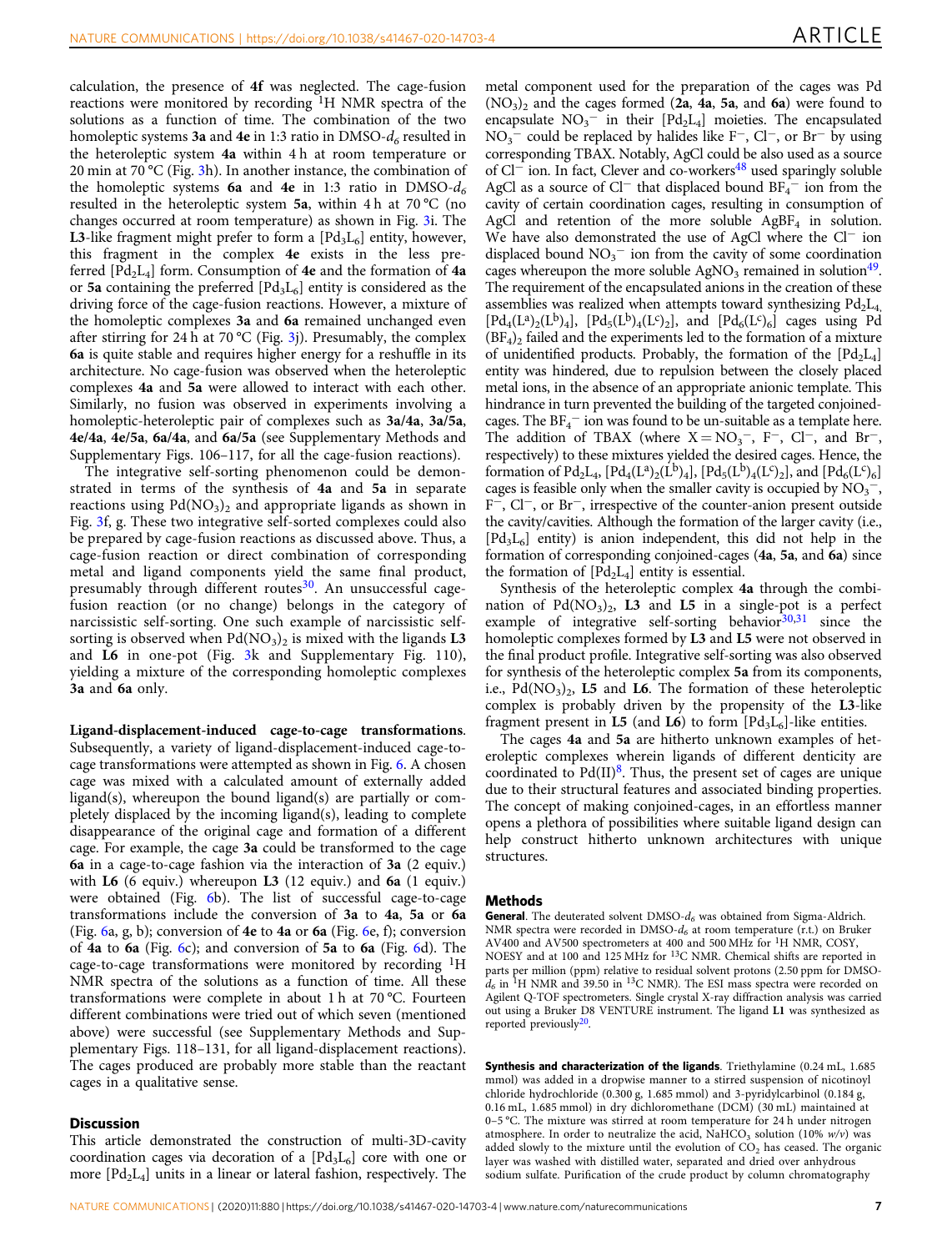calculation, the presence of **4f** was neglected. The cage-fusion reactions were monitored by recording $^1$H NMR spectra of the solutions as a function of time. The combination of the two homoleptic systems **3a** and **4e** in 1:3 ratio in DMSO-$d_6$ resulted in the heteroleptic system **4a** within 4 h at room temperature or 20 min at 70 °C (Fig. 3h). In another instance, the combination of the homoleptic systems **6a** and **4e** in 1:3 ratio in DMSO-$d_6$ resulted in the heteroleptic system **5a**, within 4 h at 70 °C (no changes occurred at room temperature) as shown in Fig. 3i. The **L3**-like fragment might prefer to form a $[Pd_3L_6]$ entity, however, this fragment in the complex **4e** exists in the less preferred $[Pd_2L_4]$ form. Consumption of **4e** and the formation of **4a** or **5a** containing the preferred $[Pd_3L_6]$ entity is considered as the driving force of the cage-fusion reactions. However, a mixture of the homoleptic complexes **3a** and **6a** remained unchanged even after stirring for 24 h at 70 °C (Fig. 3j). Presumably, the complex **6a** is quite stable and requires higher energy for a reshuffle in its architecture. No cage-fusion was observed when the heteroleptic complexes **4a** and **5a** were allowed to interact with each other. Similarly, no fusion was observed in experiments involving a homoleptic-heteroleptic pair of complexes such as **3a**/**4a**, **3a**/**5a**, **4e**/**4a**, **4e**/**5a**, **6a**/**4a**, and **6a**/**5a** (see Supplementary Methods and Supplementary Figs. 106–117, for all the cage-fusion reactions).

The integrative self-sorting phenomenon could be demonstrated in terms of the synthesis of **4a** and **5a** in separate reactions using $Pd(NO_3)_2$ and appropriate ligands as shown in Fig. 3f, g. These two integrative self-sorted complexes could also be prepared by cage-fusion reactions as discussed above. Thus, a cage-fusion reaction or direct combination of corresponding metal and ligand components yield the same final product, presumably through different routes[30]. An unsuccessful cage-fusion reaction (or no change) belongs in the category of narcissistic self-sorting. One such example of narcissistic self-sorting is observed when $Pd(NO_3)_2$ is mixed with the ligands **L3** and **L6** in one-pot (Fig. 3k and Supplementary Fig. 110), yielding a mixture of the corresponding homoleptic complexes **3a** and **6a** only.

**Ligand-displacement-induced cage-to-cage transformations**. Subsequently, a variety of ligand-displacement-induced cage-to-cage transformations were attempted as shown in Fig. 6. A chosen cage was mixed with a calculated amount of externally added ligand(s), whereupon the bound ligand(s) are partially or completely displaced by the incoming ligand(s), leading to complete disappearance of the original cage and formation of a different cage. For example, the cage **3a** could be transformed to the cage **6a** in a cage-to-cage fashion via the interaction of **3a** (2 equiv.) with **L6** (6 equiv.) whereupon **L3** (12 equiv.) and **6a** (1 equiv.) were obtained (Fig. 6b). The list of successful cage-to-cage transformations include the conversion of **3a** to **4a**, **5a** or **6a** (Fig. 6a, g, b); conversion of **4e** to **4a** or **6a** (Fig. 6e, f); conversion of **4a** to **6a** (Fig. 6c); and conversion of **5a** to **6a** (Fig. 6d). The cage-to-cage transformations were monitored by recording $^1$H NMR spectra of the solutions as a function of time. All these transformations were complete in about 1 h at 70 °C. Fourteen different combinations were tried out of which seven (mentioned above) were successful (see Supplementary Methods and Supplementary Figs. 118–131, for all ligand-displacement reactions). The cages produced are probably more stable than the reactant cages in a qualitative sense.

## Discussion

This article demonstrated the construction of multi-3D-cavity coordination cages via decoration of a $[Pd_3L_6]$ core with one or more $[Pd_2L_4]$ units in a linear or lateral fashion, respectively. The metal component used for the preparation of the cages was $Pd(NO_3)_2$ and the cages formed (**2a**, **4a**, **5a**, and **6a**) were found to encapsulate $NO_3^-$ in their $[Pd_2L_4]$ moieties. The encapsulated $NO_3^-$ could be replaced by halides like $F^-$, $Cl^-$, or $Br^-$ by using corresponding TBAX. Notably, AgCl could be also used as a source of $Cl^-$ ion. In fact, Clever and co-workers[48] used sparingly soluble AgCl as a source of $Cl^-$ that displaced bound $BF_4^-$ ion from the cavity of certain coordination cages, resulting in consumption of AgCl and retention of the more soluble $AgBF_4$ in solution. We have also demonstrated the use of AgCl where the $Cl^-$ ion displaced bound $NO_3^-$ ion from the cavity of some coordination cages whereupon the more soluble $AgNO_3$ remained in solution[49]. The requirement of the encapsulated anions in the creation of these assemblies was realized when attempts toward synthesizing $Pd_2L_4$, $[Pd_4(L^a)_2(L^b)_4]$, $[Pd_5(L^b)_4(L^c)_2]$, and $[Pd_6(L^c)_6]$ cages using $Pd(BF_4)_2$ failed and the experiments led to the formation of a mixture of unidentified products. Probably, the formation of the $[Pd_2L_4]$ entity was hindered, due to repulsion between the closely placed metal ions, in the absence of an appropriate anionic template. This hindrance in turn prevented the building of the targeted conjoined-cages. The $BF_4^-$ ion was found to be un-suitable as a template here. The addition of TBAX (where $X = NO_3^-$, $F^-$, $Cl^-$, and $Br^-$, respectively) to these mixtures yielded the desired cages. Hence, the formation of $Pd_2L_4$, $[Pd_4(L^a)_2(L^b)_4]$, $[Pd_5(L^b)_4(L^c)_2]$, and $[Pd_6(L^c)_6]$ cages is feasible only when the smaller cavity is occupied by $NO_3^-$, $F^-$, $Cl^-$, or $Br^-$, irrespective of the counter-anion present outside the cavity/cavities. Although the formation of the larger cavity (i.e., $[Pd_3L_6]$ entity) is anion independent, this did not help in the formation of corresponding conjoined-cages (**4a**, **5a**, and **6a**) since the formation of $[Pd_2L_4]$ entity is essential.

Synthesis of the heteroleptic complex **4a** through the combination of $Pd(NO_3)_2$, **L3** and **L5** in a single-pot is a perfect example of integrative self-sorting behavior[30,31] since the homoleptic complexes formed by **L3** and **L5** were not observed in the final product profile. Integrative self-sorting was also observed for synthesis of the heteroleptic complex **5a** from its components, i.e., $Pd(NO_3)_2$, **L5** and **L6**. The formation of these heteroleptic complex is probably driven by the propensity of the **L3**-like fragment present in **L5** (and **L6**) to form $[Pd_3L_6]$-like entities.

The cages **4a** and **5a** are hitherto unknown examples of heteroleptic complexes wherein ligands of different denticity are coordinated to Pd(II)[8]. Thus, the present set of cages are unique due to their structural features and associated binding properties. The concept of making conjoined-cages, in an effortless manner opens a plethora of possibilities where suitable ligand design can help construct hitherto unknown architectures with unique structures.

## Methods

**General**. The deuterated solvent DMSO-$d_6$ was obtained from Sigma-Aldrich. NMR spectra were recorded in DMSO-$d_6$ at room temperature (r.t.) on Bruker AV400 and AV500 spectrometers at 400 and 500 MHz for $^1$H NMR, COSY, NOESY and at 100 and 125 MHz for $^{13}$C NMR. Chemical shifts are reported in parts per million (ppm) relative to residual solvent protons (2.50 ppm for DMSO-$d_6$ in $^1$H NMR and 39.50 in $^{13}$C NMR). The ESI mass spectra were recorded on Agilent Q-TOF spectrometers. Single crystal X-ray diffraction analysis was carried out using a Bruker D8 VENTURE instrument. The ligand **L1** was synthesized as reported previously[20].

**Synthesis and characterization of the ligands**. Triethylamine (0.24 mL, 1.685 mmol) was added in a dropwise manner to a stirred suspension of nicotinoyl chloride hydrochloride (0.300 g, 1.685 mmol) and 3-pyridylcarbinol (0.184 g, 0.16 mL, 1.685 mmol) in dry dichloromethane (DCM) (30 mL) maintained at 0–5 °C. The mixture was stirred at room temperature for 24 h under nitrogen atmosphere. In order to neutralize the acid, $NaHCO_3$ solution (10% *w/v*) was added slowly to the mixture until the evolution of $CO_2$ has ceased. The organic layer was washed with distilled water, separated and dried over anhydrous sodium sulfate. Purification of the crude product by column chromatography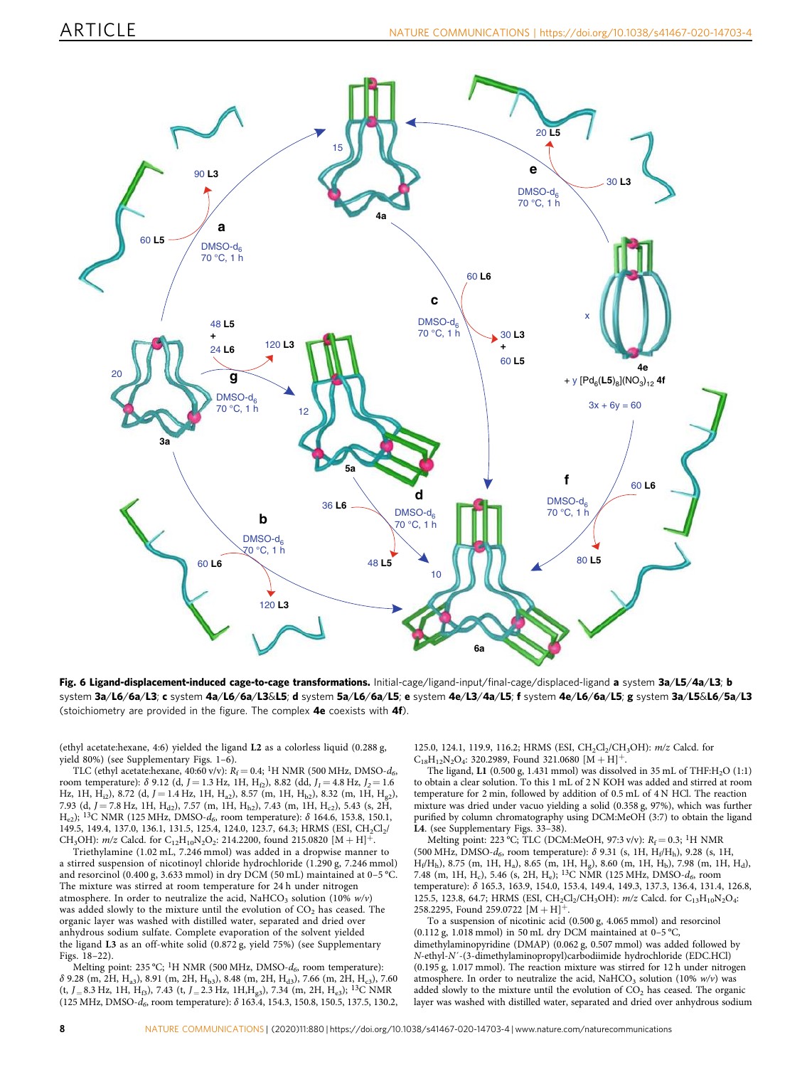**Fig. 6 Ligand-displacement-induced cage-to-cage transformations.** Initial-cage/ligand-input/final-cage/displaced-ligand **a** system **3a**/**L5**/**4a**/**L3**; **b** system **3a**/**L6**/**6a**/**L3**; **c** system **4a**/**L6**/**6a**/**L3**&**L5**; **d** system **5a**/**L6**/**6a**/**L5**; **e** system **4e**/**L3**/**4a**/**L5**; **f** system **4e**/**L6**/**6a**/**L5**; **g** system **3a**/**L5**&**L6**/**5a**/**L3** (stoichiometry are provided in the figure. The complex **4e** coexists with **4f**).

(ethyl acetate:hexane, 4:6) yielded the ligand **L2** as a colorless liquid (0.288 g, yield 80%) (see Supplementary Figs. 1–6).

TLC (ethyl acetate:hexane, 40:60 v/v): $R_f = 0.4$; $^1$H NMR (500 MHz, DMSO-$d_6$, room temperature): δ 9.12 (d, $J = 1.3$ Hz, 1H, $H_{f2}$), 8.82 (dd, $J_1 = 4.8$ Hz, $J_2 = 1.6$ Hz, 1H, $H_{i2}$), 8.72 (d, $J = 1.4$ Hz, 1H, $H_{a2}$), 8.57 (m, 1H, $H_{b2}$), 8.32 (m, 1H, $H_{g2}$), 7.93 (d, $J = 7.8$ Hz, 1H, $H_{d2}$), 7.57 (m, 1H, $H_{h2}$), 7.43 (m, 1H, $H_{c2}$), 5.43 (s, 2H, $H_{e2}$); $^{13}$C NMR (125 MHz, DMSO-$d_6$, room temperature): δ 164.6, 153.8, 150.1, 149.5, 149.4, 137.0, 136.1, 131.5, 125.4, 124.0, 123.7, 64.3; HRMS (ESI, $CH_2Cl_2$/$CH_3OH$): $m/z$ Calcd. for $C_{12}H_{10}N_2O_2$: 214.2200, found 215.0820 $[M + H]^+$.

Triethylamine (1.02 mL, 7.246 mmol) was added in a dropwise manner to a stirred suspension of nicotinoyl chloride hydrochloride (1.290 g, 7.246 mmol) and resorcinol (0.400 g, 3.633 mmol) in dry DCM (50 mL) maintained at 0–5 °C. The mixture was stirred at room temperature for 24 h under nitrogen atmosphere. In order to neutralize the acid, $NaHCO_3$ solution (10% $w/v$) was added slowly to the mixture until the evolution of $CO_2$ has ceased. The organic layer was washed with distilled water, separated and dried over anhydrous sodium sulfate. Complete evaporation of the solvent yielded the ligand **L3** as an off-white solid (0.872 g, yield 75%) (see Supplementary Figs. 18–22).

Melting point: 235 °C; $^1$H NMR (500 MHz, DMSO-$d_6$, room temperature): δ 9.28 (m, 2H, $H_{a3}$), 8.91 (m, 2H, $H_{b3}$), 8.48 (m, 2H, $H_{d3}$), 7.66 (m, 2H, $H_{c3}$), 7.60 (t, $J = 8.3$ Hz, 1H, $H_{f3}$), 7.43 (t, $J = 2.3$ Hz, 1H, $H_{g3}$), 7.34 (m, 2H, $H_{e3}$); $^{13}$C NMR (125 MHz, DMSO-$d_6$, room temperature): δ 163.4, 154.3, 150.8, 150.5, 137.5, 130.2, 125.0, 124.1, 119.9, 116.2; HRMS (ESI, $CH_2Cl_2$/$CH_3OH$): $m/z$ Calcd. for $C_{18}H_{12}N_2O_4$: 320.2989, Found 321.0680 $[M + H]^+$.

The ligand, **L1** (0.500 g, 1.431 mmol) was dissolved in 35 mL of THF:$H_2O$ (1:1) to obtain a clear solution. To this 1 mL of 2 N KOH was added and stirred at room temperature for 2 min, followed by addition of 0.5 mL of 4 N HCl. The reaction mixture was dried under vacuo yielding a solid (0.358 g, 97%), which was further purified by column chromatography using DCM:MeOH (3:7) to obtain the ligand **L4**. (see Supplementary Figs. 33–38).

Melting point: 223 °C; TLC (DCM:MeOH, 97:3 v/v): $R_f = 0.3$; $^1$H NMR (500 MHz, DMSO-$d_6$, room temperature): δ 9.31 (s, 1H, $H_f$/$H_b$), 9.28 (s, 1H, $H_f$/$H_b$), 8.75 (m, 1H, $H_a$), 8.65 (m, 1H, $H_g$), 8.60 (m, 1H, $H_h$), 7.98 (m, 1H, $H_d$), 7.48 (m, 1H, $H_c$), 5.46 (s, 2H, $H_e$); $^{13}$C NMR (125 MHz, DMSO-$d_6$, room temperature): δ 165.3, 163.9, 154.0, 153.4, 149.4, 149.3, 137.3, 136.4, 131.4, 126.8, 125.5, 123.8, 64.7; HRMS (ESI, $CH_2Cl_2$/$CH_3OH$): $m/z$ Calcd. for $C_{13}H_{10}N_2O_4$: 258.2295, Found 259.0722 $[M + H]^+$.

To a suspension of nicotinic acid (0.500 g, 4.065 mmol) and resorcinol (0.112 g, 1.018 mmol) in 50 mL dry DCM maintained at 0–5 °C, dimethylaminopyridine (DMAP) (0.062 g, 0.507 mmol) was added followed by $N$-ethyl-$N'$-(3-dimethylaminopropyl)carbodiimide hydrochloride (EDC.HCl) (0.195 g, 1.017 mmol). The reaction mixture was stirred for 12 h under nitrogen atmosphere. In order to neutralize the acid, $NaHCO_3$ solution (10% $w/v$) was added slowly to the mixture until the evolution of $CO_2$ has ceased. The organic layer was washed with distilled water, separated and dried over anhydrous sodium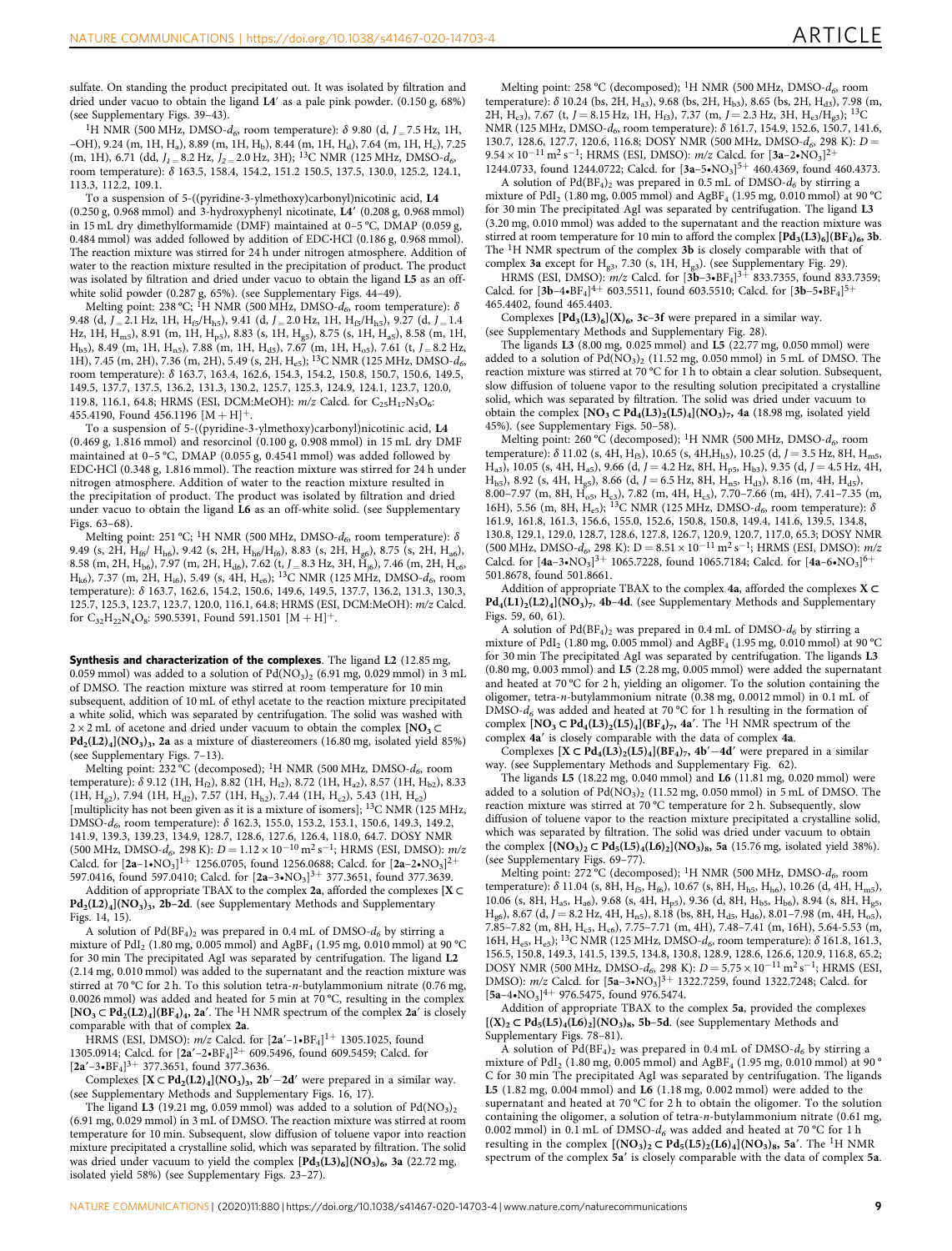sulfate. On standing the product precipitated out. It was isolated by filtration and dried under vacuo to obtain the ligand **L4′** as a pale pink powder. (0.150 g, 68%) (see Supplementary Figs. 39–43).

$^1$H NMR (500 MHz, DMSO-$d_6$, room temperature): δ 9.80 (d, $J$ = 7.5 Hz, 1H, –OH), 9.24 (m, 1H, $H_a$), 8.89 (m, 1H, $H_b$), 8.44 (m, 1H, $H_d$), 7.64 (m, 1H, $H_c$), 7.25 (m, 1H), 6.71 (dd, $J_1$ = 8.2 Hz, $J_2$ = 2.0 Hz, 3H); $^{13}$C NMR (125 MHz, DMSO-$d_6$, room temperature): δ 163.5, 158.4, 154.2, 151.2 150.5, 137.5, 130.0, 125.2, 124.1, 113.3, 112.2, 109.1.

To a suspension of 5-((pyridine-3-ylmethoxy)carbonyl)nicotinic acid, **L4** (0.250 g, 0.968 mmol) and 3-hydroxyphenyl nicotinate, **L4′** (0.208 g, 0.968 mmol) in 15 mL dry dimethylformamide (DMF) maintained at 0–5 °C, DMAP (0.059 g, 0.484 mmol) was added followed by addition of EDC•HCl (0.186 g, 0.968 mmol). The reaction mixture was stirred for 24 h under nitrogen atmosphere. Addition of water to the reaction mixture resulted in the precipitation of product. The product was isolated by filtration and dried under vacuo to obtain the ligand **L5** as an off-white solid powder (0.287 g, 65%). (see Supplementary Figs. 44–49).

Melting point: 238 °C; $^1$H NMR (500 MHz, DMSO-$d_6$, room temperature): δ 9.48 (d, $J$ = 2.1 Hz, 1H, $H_{f5}$/$H_{h5}$), 9.41 (d, $J$ = 2.0 Hz, 1H, $H_{f5}$/$H_{h5}$), 9.27 (d, $J$ = 1.4 Hz, 1H, $H_{m5}$), 8.91 (m, 1H, $H_{p5}$), 8.83 (s, 1H, $H_{g5}$), 8.75 (s, 1H, $H_{a5}$), 8.58 (m, 1H, $H_{b5}$), 8.49 (m, 1H, $H_{n5}$), 7.88 (m, 1H, $H_{d5}$), 7.67 (m, 1H, $H_{o5}$), 7.61 (t, $J$ = 8.2 Hz, 1H), 7.45 (m, 2H), 7.36 (m, 2H), 5.49 (s, 2H, $H_{e5}$); $^{13}$C NMR (125 MHz, DMSO-$d_6$, room temperature): δ 163.7, 163.4, 162.6, 154.3, 154.2, 150.8, 150.7, 150.6, 149.5, 149.5, 137.7, 137.5, 136.2, 131.3, 130.2, 125.7, 125.3, 124.9, 124.1, 123.7, 120.0, 119.8, 116.1, 64.8; HRMS (ESI, DCM:MeOH): $m/z$ Calcd. for $C_{25}H_{17}N_3O_6$: 455.4190, Found 456.1196 $[M + H]^+$.

To a suspension of 5-((pyridine-3-ylmethoxy)carbonyl)nicotinic acid, **L4** (0.469 g, 1.816 mmol) and resorcinol (0.100 g, 0.908 mmol) in 15 mL dry DMF maintained at 0–5 °C, DMAP (0.055 g, 0.4541 mmol) was added followed by EDC•HCl (0.348 g, 1.816 mmol). The reaction mixture was stirred for 24 h under nitrogen atmosphere. Addition of water to the reaction mixture resulted in the precipitation of product. The product was isolated by filtration and dried under vacuo to obtain the ligand **L6** as an off-white solid. (see Supplementary Figs. 63–68).

Melting point: 251 °C; $^1$H NMR (500 MHz, DMSO-$d_6$, room temperature): δ 9.49 (s, 2H, $H_{f6}$/ $H_{h6}$), 9.42 (s, 2H, $H_{h6}$/$H_{f6}$), 8.83 (s, 2H, $H_{g6}$), 8.75 (s, 2H, $H_{a6}$), 8.58 (m, 2H, $H_{b6}$), 7.97 (m, 2H, $H_{d6}$), 7.62 (t, $J$ = 8.3 Hz, 3H, $H_{j6}$), 7.46 (m, 2H, $H_{c6}$, $H_{k6}$), 7.37 (m, 2H, $H_{i6}$), 5.49 (s, 4H, $H_{e6}$); $^{13}$C NMR (125 MHz, DMSO-$d_6$, room temperature): δ 163.7, 162.6, 154.2, 150.6, 149.6, 149.5, 137.7, 136.2, 131.3, 130.3, 125.7, 125.3, 123.7, 123.7, 120.0, 116.1, 64.8; HRMS (ESI, DCM:MeOH): $m/z$ Calcd. for $C_{32}H_{22}N_4O_8$: 590.5391, Found 591.1501 $[M + H]^+$.

**Synthesis and characterization of the complexes**. The ligand **L2** (12.85 mg, 0.059 mmol) was added to a solution of $Pd(NO_3)_2$ (6.91 mg, 0.029 mmol) in 3 mL of DMSO. The reaction mixture was stirred at room temperature for 10 min subsequent, addition of 10 mL of ethyl acetate to the reaction mixture precipitated a white solid, which was separated by centrifugation. The solid was washed with 2 × 2 mL of acetone and dried under vacuum to obtain the complex **[NO$_3$ ⊂ Pd$_2$(L2)$_4$](NO$_3$)$_3$, 2a** as a mixture of diastereomers (16.80 mg, isolated yield 85%) (see Supplementary Figs. 7–13).

Melting point: 232 °C (decomposed); $^1$H NMR (500 MHz, DMSO-$d_6$, room temperature): δ 9.12 (1H, $H_{f2}$), 8.82 (1H, $H_{i2}$), 8.72 (1H, $H_{a2}$), 8.57 (1H, $H_{b2}$), 8.33 (1H, $H_{g2}$), 7.94 (1H, $H_{d2}$), 7.57 (1H, $H_{h2}$), 7.44 (1H, $H_{c2}$), 5.43 (1H, $H_{e2}$) [multiplicity has not been given as it is a mixture of isomers]; $^{13}$C NMR (125 MHz, DMSO-$d_6$, room temperature): δ 162.3, 155.0, 153.2, 153.1, 150.6, 149.3, 149.2, 141.9, 139.3, 139.23, 134.9, 128.7, 128.6, 127.6, 126.4, 118.0, 64.7. DOSY NMR (500 MHz, DMSO-$d_6$, 298 K): $D = 1.12 \times 10^{-10}$ m$^2$ s$^{-1}$; HRMS (ESI, DMSO): $m/z$ Calcd. for $[\mathbf{2a}–1•NO_3]^{1+}$ 1256.0705, found 1256.0688; Calcd. for $[\mathbf{2a}–2•NO_3]^{2+}$ 597.0416, found 597.0410; Calcd. for $[\mathbf{2a}–3•NO_3]^{3+}$ 377.3651, found 377.3639.

Addition of appropriate TBAX to the complex **2a**, afforded the complexes **[X ⊂ Pd$_2$(L2)$_4$](NO$_3$)$_3$, 2b–2d**. (see Supplementary Methods and Supplementary Figs. 14, 15).

A solution of $Pd(BF_4)_2$ was prepared in 0.4 mL of DMSO-$d_6$ by stirring a mixture of $PdI_2$ (1.80 mg, 0.005 mmol) and $AgBF_4$ (1.95 mg, 0.010 mmol) at 90 °C for 30 min The precipitated AgI was separated by centrifugation. The ligand **L2** (2.14 mg, 0.010 mmol) was added to the supernatant and the reaction mixture was stirred at 70 °C for 2 h. To this solution tetra-$n$-butylammonium nitrate (0.76 mg, 0.0026 mmol) was added and heated for 5 min at 70 °C, resulting in the complex **[NO$_3$ ⊂ Pd$_2$(L2)$_4$](BF$_4$)$_4$, 2a′**. The $^1$H NMR spectrum of the complex **2a′** is closely comparable with that of complex **2a**.

HRMS (ESI, DMSO): $m/z$ Calcd. for $[\mathbf{2a'}–1•BF_4]^{1+}$ 1305.1025, found 1305.0914; Calcd. for $[\mathbf{2a'}–2•BF_4]^{2+}$ 609.5496, found 609.5459; Calcd. for $[\mathbf{2a'}–3•BF_4]^{3+}$ 377.3651, found 377.3636.

Complexes **[X ⊂ Pd$_2$(L2)$_4$](NO$_3$)$_3$, 2b′–2d′** were prepared in a similar way. (see Supplementary Methods and Supplementary Figs. 16, 17).

The ligand **L3** (19.21 mg, 0.059 mmol) was added to a solution of $Pd(NO_3)_2$ (6.91 mg, 0.029 mmol) in 3 mL of DMSO. The reaction mixture was stirred at room temperature for 10 min. Subsequent, slow diffusion of toluene vapor into reaction mixture precipitated a crystalline solid, which was separated by filtration. The solid was dried under vacuum to yield the complex **[Pd$_3$(L3)$_6$](NO$_3$)$_6$, 3a** (22.72 mg, isolated yield 58%) (see Supplementary Figs. 23–27).

Melting point: 258 °C (decomposed); $^1$H NMR (500 MHz, DMSO-$d_6$, room temperature): δ 10.24 (bs, 2H, $H_{a3}$), 9.68 (bs, 2H, $H_{b3}$), 8.65 (bs, 2H, $H_{d3}$), 7.98 (m, 2H, $H_{c3}$), 7.67 (t, $J$ = 8.15 Hz, 1H, $H_{f3}$), 7.37 (m, $J$ = 2.3 Hz, 3H, $H_{e3}$/$H_{g3}$); $^{13}$C NMR (125 MHz, DMSO-$d_6$, room temperature): δ 161.7, 154.9, 152.6, 150.7, 141.6, 130.7, 128.6, 127.7, 120.6, 116.8; DOSY NMR (500 MHz, DMSO-$d_6$, 298 K): $D = 9.54 \times 10^{-11}$ m$^2$ s$^{-1}$; HRMS (ESI, DMSO): $m/z$ Calcd. for $[\mathbf{3a}–2•NO_3]^{2+}$ 1244.0733, found 1244.0722; Calcd. for $[\mathbf{3a}–5•NO_3]^{5+}$ 460.4369, found 460.4373.

A solution of $Pd(BF_4)_2$ was prepared in 0.5 mL of DMSO-$d_6$ by stirring a mixture of $PdI_2$ (1.80 mg, 0.005 mmol) and $AgBF_4$ (1.95 mg, 0.010 mmol) at 90 °C for 30 min The precipitated AgI was separated by centrifugation. The ligand **L3** (3.20 mg, 0.010 mmol) was added to the supernatant and the reaction mixture was stirred at room temperature for 10 min to afford the complex **[Pd$_3$(L3)$_6$](BF$_4$)$_6$, 3b**. The $^1$H NMR spectrum of the complex **3b** is closely comparable with that of complex **3a** except for $H_{g3}$, 7.30 (s, 1H, $H_{g3}$). (see Supplementary Fig. 29).

HRMS (ESI, DMSO): $m/z$ Calcd. for $[\mathbf{3b}–3•BF_4]^{3+}$ 833.7355, found 833.7359; Calcd. for $[\mathbf{3b}–4•BF_4]^{4+}$ 603.5511, found 603.5510; Calcd. for $[\mathbf{3b}–5•BF_4]^{5+}$ 465.4402, found 465.4403.

Complexes **[Pd$_3$(L3)$_6$](X)$_6$, 3c–3f** were prepared in a similar way. (see Supplementary Methods and Supplementary Fig. 28).

The ligands **L3** (8.00 mg, 0.025 mmol) and **L5** (22.77 mg, 0.050 mmol) were added to a solution of $Pd(NO_3)_2$ (11.52 mg, 0.050 mmol) in 5 mL of DMSO. The reaction mixture was stirred at 70 °C for 1 h to obtain a clear solution. Subsequent, slow diffusion of toluene vapor to the resulting solution precipitated a crystalline solid, which was separated by filtration. The solid was dried under vacuum to obtain the complex **[NO$_3$ ⊂ Pd$_4$(L3)$_2$(L5)$_4$](NO$_3$)$_7$, 4a** (18.98 mg, isolated yield 45%). (see Supplementary Figs. 50–58).

Melting point: 260 °C (decomposed); $^1$H NMR (500 MHz, DMSO-$d_6$, room temperature): δ 11.02 (s, 4H, $H_{f5}$), 10.65 (s, 4H,$H_{h5}$), 10.25 (d, $J$ = 3.5 Hz, 8H, $H_{m5}$, $H_{a3}$), 10.05 (s, 4H, $H_{a5}$), 9.66 (d, $J$ = 4.2 Hz, 8H, $H_{p5}$, $H_{b3}$), 9.35 (d, $J$ = 4.5 Hz, 4H, $H_{b5}$), 8.92 (s, 4H, $H_{g5}$), 8.66 (d, $J$ = 6.5 Hz, 8H, $H_{n5}$, $H_{d3}$), 8.16 (m, 4H, $H_{d5}$), 8.00–7.97 (m, 8H, $H_{o5}$, $H_{c3}$), 7.82 (m, 4H, $H_{c5}$), 7.70–7.66 (m, 4H), 7.41–7.35 (m, 16H), 5.56 (m, 8H, $H_{e5}$); $^{13}$C NMR (125 MHz, DMSO-$d_6$, room temperature): δ 161.9, 161.8, 161.3, 156.6, 155.0, 152.6, 150.8, 150.8, 149.4, 141.6, 139.5, 134.8, 130.8, 129.1, 129.0, 128.7, 128.6, 127.8, 126.7, 120.9, 120.7, 117.0, 65.3; DOSY NMR (500 MHz, DMSO-$d_6$, 298 K): $D = 8.51 \times 10^{-11}$ m$^2$ s$^{-1}$; HRMS (ESI, DMSO): $m/z$ Calcd. for $[\mathbf{4a}–3•NO_3]^{3+}$ 1065.7228, found 1065.7184; Calcd. for $[\mathbf{4a}–6•NO_3]^{6+}$ 501.8678, found 501.8661.

Addition of appropriate TBAX to the complex **4a**, afforded the complexes **X ⊂ Pd$_4$(L1)$_2$(L2)$_4$](NO$_3$)$_7$, 4b–4d**. (see Supplementary Methods and Supplementary Figs. 59, 60, 61).

A solution of $Pd(BF_4)_2$ was prepared in 0.4 mL of DMSO-$d_6$ by stirring a mixture of $PdI_2$ (1.80 mg, 0.005 mmol) and $AgBF_4$ (1.95 mg, 0.010 mmol) at 90 °C for 30 min The precipitated AgI was separated by centrifugation. The ligands **L3** (0.80 mg, 0.003 mmol) and **L5** (2.28 mg, 0.005 mmol) were added the supernatant and heated at 70 °C for 2 h, yielding an oligomer. To the solution containing the oligomer, tetra-$n$-butylammonium nitrate (0.38 mg, 0.0012 mmol) in 0.1 mL of DMSO-$d_6$ was added and heated at 70 °C for 1 h resulting in the formation of complex **[NO$_3$ ⊂ Pd$_4$(L3)$_2$(L5)$_4$](BF$_4$)$_7$, 4a′**. The $^1$H NMR spectrum of the complex **4a′** is closely comparable with the data of complex **4a**.

Complexes **[X ⊂ Pd$_4$(L3)$_2$(L5)$_4$](BF$_4$)$_7$, 4b′–4d′** were prepared in a similar way. (see Supplementary Methods and Supplementary Fig. 62).

The ligands **L5** (18.22 mg, 0.040 mmol) and **L6** (11.81 mg, 0.020 mmol) were added to a solution of $Pd(NO_3)_2$ (11.52 mg, 0.050 mmol) in 5 mL of DMSO. The reaction mixture was stirred at 70 °C temperature for 2 h. Subsequently, slow diffusion of toluene vapor to the reaction mixture precipitated a crystalline solid, which was separated by filtration. The solid was dried under vacuum to obtain the complex **[(NO$_3$)$_2$ ⊂ Pd$_5$(L5)$_4$(L6)$_2$](NO$_3$)$_8$, 5a** (15.76 mg, isolated yield 38%). (see Supplementary Figs. 69–77).

Melting point: 272 °C (decomposed); $^1$H NMR (500 MHz, DMSO-$d_6$, room temperature): δ 11.04 (s, 8H, $H_{f5}$, $H_{f6}$), 10.67 (s, 8H, $H_{h5}$, $H_{h6}$), 10.26 (d, 4H, $H_{m5}$), 10.06 (s, 8H, $H_{a5}$, $H_{a6}$), 9.68 (s, 4H, $H_{p5}$), 9.36 (d, 8H, $H_{b5}$, $H_{b6}$), 8.94 (s, 8H, $H_{g5}$, $H_{g6}$), 8.67 (d, $J$ = 8.2 Hz, 4H, $H_{n5}$), 8.18 (bs, 8H, $H_{d5}$, $H_{d6}$), 8.01–7.98 (m, 4H, $H_{o5}$), 7.85–7.82 (m, 8H, $H_{c5}$, $H_{c6}$), 7.75–7.71 (m, 4H), 7.48–7.41 (m, 16H), 5.64-5.53 (m, 16H, $H_{e5}$, $H_{e5}$); $^{13}$C NMR (125 MHz, DMSO-$d_6$, room temperature): δ 161.8, 161.3, 156.5, 150.8, 149.3, 141.5, 139.5, 134.8, 130.8, 128.9, 128.6, 126.6, 120.9, 116.8, 65.2; DOSY NMR (500 MHz, DMSO-$d_6$, 298 K): $D = 5.75 \times 10^{-11}$ m$^2$ s$^{-1}$; HRMS (ESI, DMSO): $m/z$ Calcd. for $[\mathbf{5a}–3•NO_3]^{3+}$ 1322.7259, found 1322.7248; Calcd. for $[\mathbf{5a}–4•NO_3]^{4+}$ 976.5475, found 976.5474.

Addition of appropriate TBAX to the complex **5a**, provided the complexes **[(X)$_2$ ⊂ Pd$_5$(L5)$_4$(L6)$_2$](NO$_3$)$_8$, 5b–5d**. (see Supplementary Methods and Supplementary Figs. 78–81).

A solution of $Pd(BF_4)_2$ was prepared in 0.4 mL of DMSO-$d_6$ by stirring a mixture of $PdI_2$ (1.80 mg, 0.005 mmol) and $AgBF_4$ (1.95 mg, 0.010 mmol) at 90 °C for 30 min The precipitated AgI was separated by centrifugation. The ligands **L5** (1.82 mg, 0.004 mmol) and **L6** (1.18 mg, 0.002 mmol) were added to the supernatant and heated at 70 °C for 2 h to obtain the oligomer. To the solution containing the oligomer, a solution of tetra-$n$-butylammonium nitrate (0.61 mg, 0.002 mmol) in 0.1 mL of DMSO-$d_6$ was added and heated at 70 °C for 1 h resulting in the complex **[(NO$_3$)$_2$ ⊂ Pd$_5$(L5)$_2$(L6)$_4$](NO$_3$)$_8$, 5a′**. The $^1$H NMR spectrum of the complex **5a′** is closely comparable with the data of complex **5a**.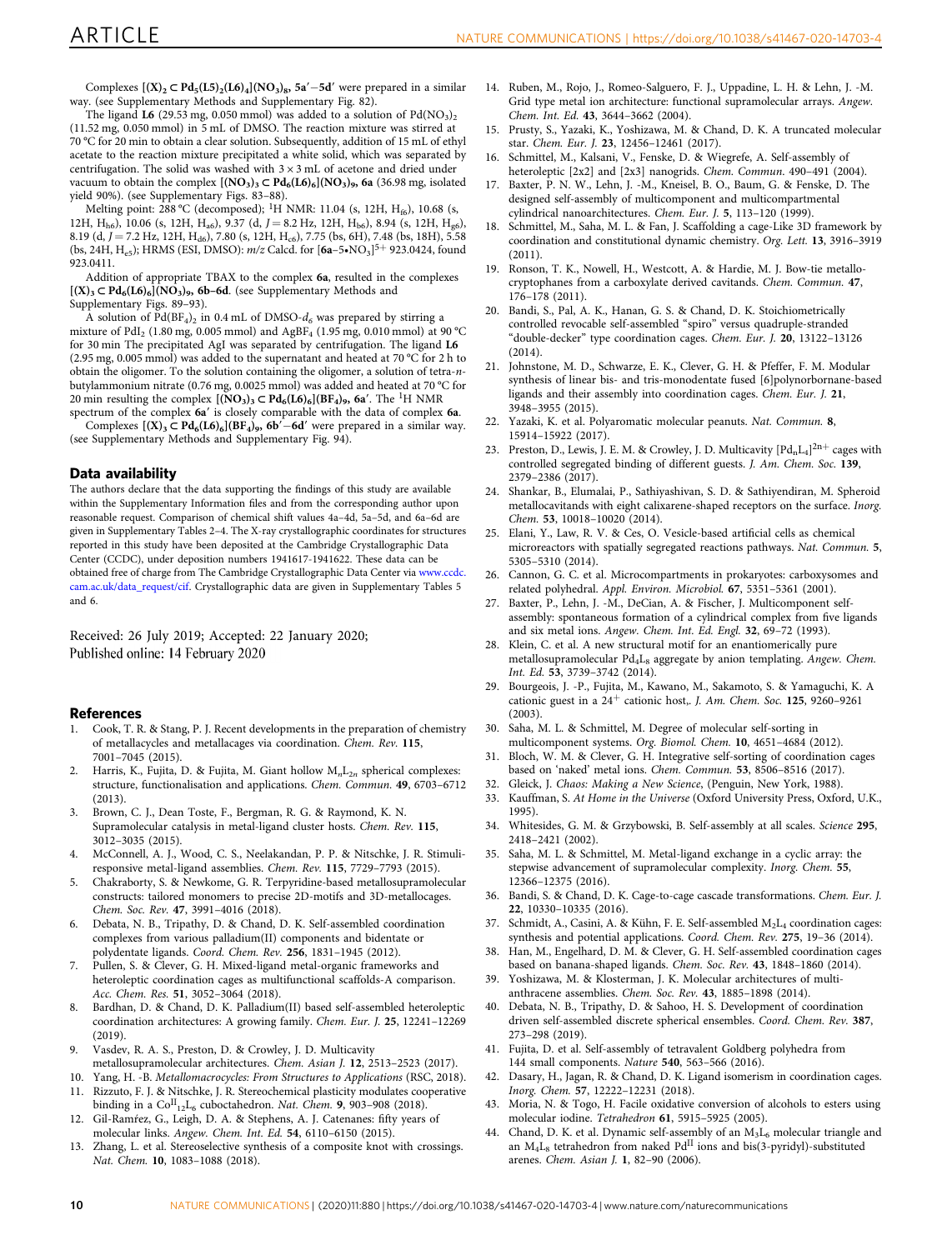Complexes $[(X)_2 \subset Pd_5(L5)_2(L6)_4](NO_3)_8$, **5a′**−**5d′** were prepared in a similar way. (see Supplementary Methods and Supplementary Fig. 82).

The ligand **L6** (29.53 mg, 0.050 mmol) was added to a solution of $Pd(NO_3)_2$ (11.52 mg, 0.050 mmol) in 5 mL of DMSO. The reaction mixture was stirred at 70 °C for 20 min to obtain a clear solution. Subsequently, addition of 15 mL of ethyl acetate to the reaction mixture precipitated a white solid, which was separated by centrifugation. The solid was washed with 3 × 3 mL of acetone and dried under vacuum to obtain the complex $[(NO_3)_3 \subset Pd_6(L6)_6](NO_3)_9$, **6a** (36.98 mg, isolated yield 90%). (see Supplementary Figs. 83–88).

Melting point: 288 °C (decomposed); $^1$H NMR: 11.04 (s, 12H, $H_{f6}$), 10.68 (s, 12H, $H_{h6}$), 10.06 (s, 12H, $H_{a6}$), 9.37 (d, $J$ = 8.2 Hz, 12H, $H_{b6}$), 8.94 (s, 12H, $H_{g6}$), 8.19 (d, $J$ = 7.2 Hz, 12H, $H_{d6}$), 7.80 (s, 12H, $H_{c6}$), 7.75 (bs, 6H), 7.48 (bs, 18H), 5.58 (bs, 24H, $H_{e5}$); HRMS (ESI, DMSO): $m/z$ Calcd. for $[\mathbf{6a}{-}5{\bullet}NO_3]^{5+}$ 923.0424, found 923.0411.

Addition of appropriate TBAX to the complex **6a**, resulted in the complexes $[(X)_3 \subset Pd_6(L6)_6](NO_3)_9$, **6b**–**6d**. (see Supplementary Methods and Supplementary Figs. 89–93).

A solution of $Pd(BF_4)_2$ in 0.4 mL of DMSO-$d_6$ was prepared by stirring a mixture of $PdI_2$ (1.80 mg, 0.005 mmol) and $AgBF_4$ (1.95 mg, 0.010 mmol) at 90 °C for 30 min The precipitated AgI was separated by centrifugation. The ligand **L6** (2.95 mg, 0.005 mmol) was added to the supernatant and heated at 70 °C for 2 h to obtain the oligomer. To the solution containing the oligomer, a solution of tetra-$n$-butylammonium nitrate (0.76 mg, 0.0025 mmol) was added and heated at 70 °C for 20 min resulting the complex $[(NO_3)_3 \subset Pd_6(L6)_6](BF_4)_9$, **6a′**. The $^1$H NMR spectrum of the complex **6a′** is closely comparable with the data of complex **6a**.

Complexes $[(X)_3 \subset Pd_6(L6)_6](BF_4)_9$, **6b′**−**6d′** were prepared in a similar way. (see Supplementary Methods and Supplementary Fig. 94).

## Data availability

The authors declare that the data supporting the findings of this study are available within the Supplementary Information files and from the corresponding author upon reasonable request. Comparison of chemical shift values 4a–4d, 5a–5d, and 6a–6d are given in Supplementary Tables 2–4. The X-ray crystallographic coordinates for structures reported in this study have been deposited at the Cambridge Crystallographic Data Center (CCDC), under deposition numbers 1941617-1941622. These data can be obtained free of charge from The Cambridge Crystallographic Data Center via www.ccdc.cam.ac.uk/data_request/cif. Crystallographic data are given in Supplementary Tables 5 and 6.

Received: 26 July 2019; Accepted: 22 January 2020;
Published online: 14 February 2020

## References

1. Cook, T. R. & Stang, P. J. Recent developments in the preparation of chemistry of metallacycles and metallacages via coordination. *Chem. Rev.* **115**, 7001–7045 (2015).
2. Harris, K., Fujita, D. & Fujita, M. Giant hollow $M_nL_{2n}$ spherical complexes: structure, functionalisation and applications. *Chem. Commun.* **49**, 6703–6712 (2013).
3. Brown, C. J., Dean Toste, F., Bergman, R. G. & Raymond, K. N. Supramolecular catalysis in metal-ligand cluster hosts. *Chem. Rev.* **115**, 3012–3035 (2015).
4. McConnell, A. J., Wood, C. S., Neelakandan, P. P. & Nitschke, J. R. Stimuli-responsive metal-ligand assemblies. *Chem. Rev.* **115**, 7729–7793 (2015).
5. Chakraborty, S. & Newkome, G. R. Terpyridine-based metallosupramolecular constructs: tailored monomers to precise 2D-motifs and 3D-metallocages. *Chem. Soc. Rev.* **47**, 3991–4016 (2018).
6. Debata, N. B., Tripathy, D. & Chand, D. K. Self-assembled coordination complexes from various palladium(II) components and bidentate or polydentate ligands. *Coord. Chem. Rev.* **256**, 1831–1945 (2012).
7. Pullen, S. & Clever, G. H. Mixed-ligand metal-organic frameworks and heteroleptic coordination cages as multifunctional scaffolds-A comparison. *Acc. Chem. Res.* **51**, 3052–3064 (2018).
8. Bardhan, D. & Chand, D. K. Palladium(II) based self-assembled heteroleptic coordination architectures: A growing family. *Chem. Eur. J.* **25**, 12241–12269 (2019).
9. Vasdev, R. A. S., Preston, D. & Crowley, J. D. Multicavity metallosupramolecular architectures. *Chem. Asian J.* **12**, 2513–2523 (2017).
10. Yang, H. -B. *Metallomacrocycles: From Structures to Applications* (RSC, 2018).
11. Rizzuto, F. J. & Nitschke, J. R. Stereochemical plasticity modulates cooperative binding in a $Co^{II}{}_{12}L_6$ cuboctahedron. *Nat. Chem.* **9**, 903–908 (2018).
12. Gil-Ramírez, G., Leigh, D. A. & Stephens, A. J. Catenanes: fifty years of molecular links. *Angew. Chem. Int. Ed.* **54**, 6110–6150 (2015).
13. Zhang, L. et al. Stereoselective synthesis of a composite knot with crossings. *Nat. Chem.* **10**, 1083–1088 (2018).
14. Ruben, M., Rojo, J., Romeo-Salguero, F. J., Uppadine, L. H. & Lehn, J. -M. Grid type metal ion architecture: functional supramolecular arrays. *Angew. Chem. Int. Ed.* **43**, 3644–3662 (2004).
15. Prusty, S., Yazaki, K., Yoshizawa, M. & Chand, D. K. A truncated molecular star. *Chem. Eur. J.* **23**, 12456–12461 (2017).
16. Schmittel, M., Kalsani, V., Fenske, D. & Wiegrefe, A. Self-assembly of heteroleptic [2x2] and [2x3] nanogrids. *Chem. Commun.* 490–491 (2004).
17. Baxter, P. N. W., Lehn, J. -M., Kneisel, B. O., Baum, G. & Fenske, D. The designed self-assembly of multicomponent and multicompartmental cylindrical nanoarchitectures. *Chem. Eur. J.* **5**, 113–120 (1999).
18. Schmittel, M., Saha, M. L. & Fan, J. Scaffolding a cage-Like 3D framework by coordination and constitutional dynamic chemistry. *Org. Lett.* **13**, 3916–3919 (2011).
19. Ronson, T. K., Nowell, H., Westcott, A. & Hardie, M. J. Bow-tie metallo-cryptophanes from a carboxylate derived cavitands. *Chem. Commun.* **47**, 176–178 (2011).
20. Bandi, S., Pal, A. K., Hanan, G. S. & Chand, D. K. Stoichiometrically controlled revocable self-assembled "spiro" versus quadruple-stranded "double-decker" type coordination cages. *Chem. Eur. J.* **20**, 13122–13126 (2014).
21. Johnstone, M. D., Schwarze, E. K., Clever, G. H. & Pfeffer, F. M. Modular synthesis of linear bis- and tris-monodentate fused [6]polynorbornane-based ligands and their assembly into coordination cages. *Chem. Eur. J.* **21**, 3948–3955 (2015).
22. Yazaki, K. et al. Polyaromatic molecular peanuts. *Nat. Commun.* **8**, 15914–15922 (2017).
23. Preston, D., Lewis, J. E. M. & Crowley, J. D. Multicavity $[Pd_nL_4]^{2n+}$ cages with controlled segregated binding of different guests. *J. Am. Chem. Soc.* **139**, 2379–2386 (2017).
24. Shankar, B., Elumalai, P., Sathiyashivan, S. D. & Sathiyendiran, M. Spheroid metallocavitands with eight calixarene-shaped receptors on the surface. *Inorg. Chem.* **53**, 10018–10020 (2014).
25. Elani, Y., Law, R. V. & Ces, O. Vesicle-based artificial cells as chemical microreactors with spatially segregated reactions pathways. *Nat. Commun.* **5**, 5305–5310 (2014).
26. Cannon, G. C. et al. Microcompartments in prokaryotes: carboxysomes and related polyhedral. *Appl. Environ. Microbiol.* **67**, 5351–5361 (2001).
27. Baxter, P., Lehn, J. -M., DeCian, A. & Fischer, J. Multicomponent self-assembly: spontaneous formation of a cylindrical complex from five ligands and six metal ions. *Angew. Chem. Int. Ed. Engl.* **32**, 69–72 (1993).
28. Klein, C. et al. A new structural motif for an enantiomerically pure metallosupramolecular $Pd_4L_8$ aggregate by anion templating. *Angew. Chem. Int. Ed.* **53**, 3739–3742 (2014).
29. Bourgeois, J. -P., Fujita, M., Kawano, M., Sakamoto, S. & Yamaguchi, K. A cationic guest in a 24$^+$ cationic host,. *J. Am. Chem. Soc.* **125**, 9260–9261 (2003).
30. Saha, M. L. & Schmittel, M. Degree of molecular self-sorting in multicomponent systems. *Org. Biomol. Chem.* **10**, 4651–4684 (2012).
31. Bloch, W. M. & Clever, G. H. Integrative self-sorting of coordination cages based on 'naked' metal ions. *Chem. Commun.* **53**, 8506–8516 (2017).
32. Gleick, J. *Chaos: Making a New Science*, (Penguin, New York, 1988).
33. Kauffman, S. *At Home in the Universe* (Oxford University Press, Oxford, U.K., 1995).
34. Whitesides, G. M. & Grzybowski, B. Self-assembly at all scales. *Science* **295**, 2418–2421 (2002).
35. Saha, M. L. & Schmittel, M. Metal-ligand exchange in a cyclic array: the stepwise advancement of supramolecular complexity. *Inorg. Chem.* **55**, 12366–12375 (2016).
36. Bandi, S. & Chand, D. K. Cage-to-cage cascade transformations. *Chem. Eur. J.* **22**, 10330–10335 (2016).
37. Schmidt, A., Casini, A. & Kühn, F. E. Self-assembled $M_2L_4$ coordination cages: synthesis and potential applications. *Coord. Chem. Rev.* **275**, 19–36 (2014).
38. Han, M., Engelhard, D. M. & Clever, G. H. Self-assembled coordination cages based on banana-shaped ligands. *Chem. Soc. Rev.* **43**, 1848–1860 (2014).
39. Yoshizawa, M. & Klosterman, J. K. Molecular architectures of multi-anthracene assemblies. *Chem. Soc. Rev.* **43**, 1885–1898 (2014).
40. Debata, N. B., Tripathy, D. & Sahoo, H. S. Development of coordination driven self-assembled discrete spherical ensembles. *Coord. Chem. Rev.* **387**, 273–298 (2019).
41. Fujita, D. et al. Self-assembly of tetravalent Goldberg polyhedra from 144 small components. *Nature* **540**, 563–566 (2016).
42. Dasary, H., Jagan, R. & Chand, D. K. Ligand isomerism in coordination cages. *Inorg. Chem.* **57**, 12222–12231 (2018).
43. Moria, N. & Togo, H. Facile oxidative conversion of alcohols to esters using molecular iodine. *Tetrahedron* **61**, 5915–5925 (2005).
44. Chand, D. K. et al. Dynamic self-assembly of an $M_3L_6$ molecular triangle and an $M_4L_8$ tetrahedron from naked $Pd^{II}$ ions and bis(3-pyridyl)-substituted arenes. *Chem. Asian J.* **1**, 82–90 (2006).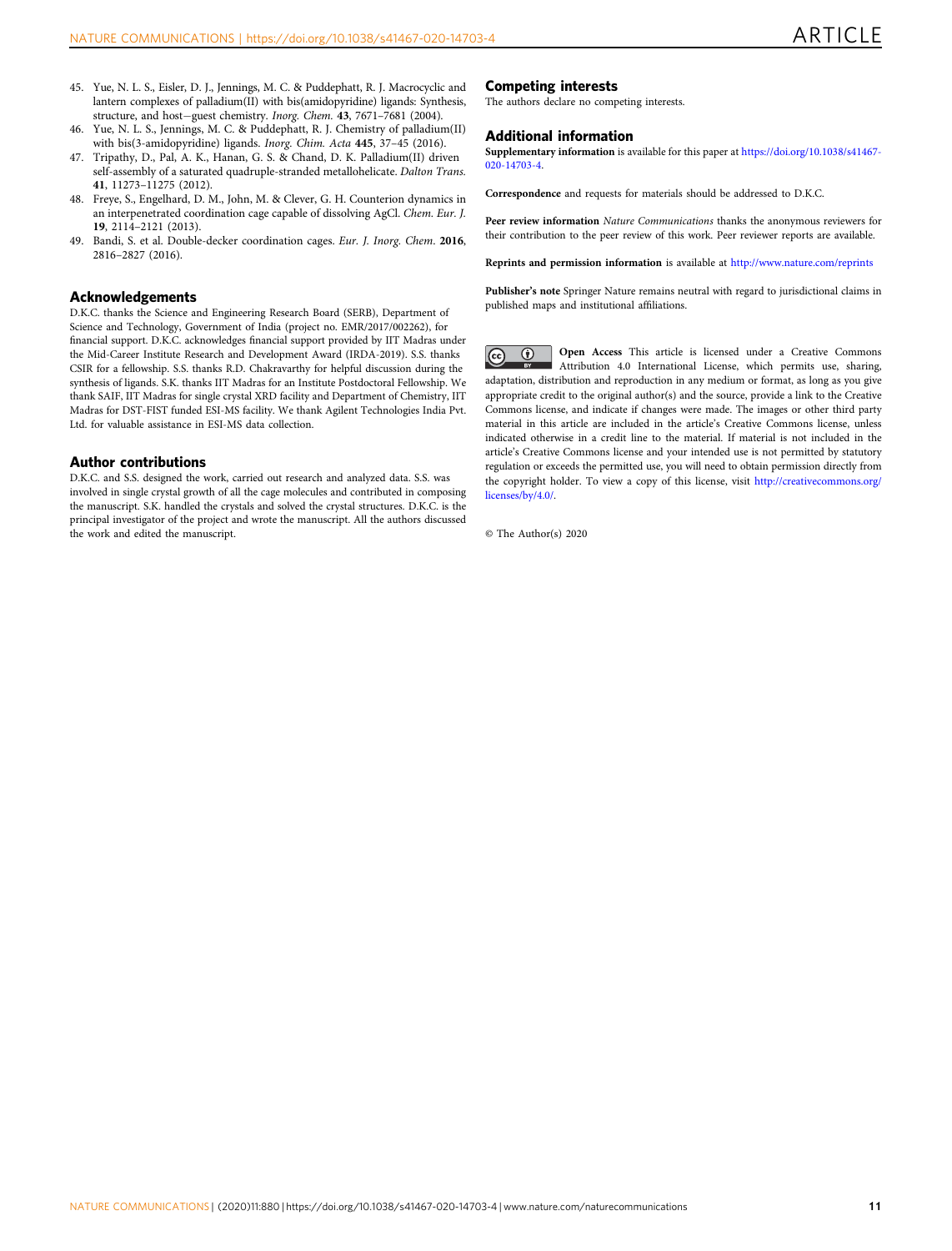45. Yue, N. L. S., Eisler, D. J., Jennings, M. C. & Puddephatt, R. J. Macrocyclic and lantern complexes of palladium(II) with bis(amidopyridine) ligands: Synthesis, structure, and host−guest chemistry. *Inorg. Chem.* **43**, 7671–7681 (2004).
46. Yue, N. L. S., Jennings, M. C. & Puddephatt, R. J. Chemistry of palladium(II) with bis(3-amidopyridine) ligands. *Inorg. Chim. Acta* **445**, 37–45 (2016).
47. Tripathy, D., Pal, A. K., Hanan, G. S. & Chand, D. K. Palladium(II) driven self-assembly of a saturated quadruple-stranded metallohelicate. *Dalton Trans.* **41**, 11273–11275 (2012).
48. Freye, S., Engelhard, D. M., John, M. & Clever, G. H. Counterion dynamics in an interpenetrated coordination cage capable of dissolving AgCl. *Chem. Eur. J.* **19**, 2114–2121 (2013).
49. Bandi, S. et al. Double-decker coordination cages. *Eur. J. Inorg. Chem.* **2016**, 2816–2827 (2016).

## Acknowledgements

D.K.C. thanks the Science and Engineering Research Board (SERB), Department of Science and Technology, Government of India (project no. EMR/2017/002262), for financial support. D.K.C. acknowledges financial support provided by IIT Madras under the Mid-Career Institute Research and Development Award (IRDA-2019). S.S. thanks CSIR for a fellowship. S.S. thanks R.D. Chakravarthy for helpful discussion during the synthesis of ligands. S.K. thanks IIT Madras for an Institute Postdoctoral Fellowship. We thank SAIF, IIT Madras for single crystal XRD facility and Department of Chemistry, IIT Madras for DST-FIST funded ESI-MS facility. We thank Agilent Technologies India Pvt. Ltd. for valuable assistance in ESI-MS data collection.

## Author contributions

D.K.C. and S.S. designed the work, carried out research and analyzed data. S.S. was involved in single crystal growth of all the cage molecules and contributed in composing the manuscript. S.K. handled the crystals and solved the crystal structures. D.K.C. is the principal investigator of the project and wrote the manuscript. All the authors discussed the work and edited the manuscript.

## Competing interests

The authors declare no competing interests.

## Additional information

**Supplementary information** is available for this paper at https://doi.org/10.1038/s41467-020-14703-4.

**Correspondence** and requests for materials should be addressed to D.K.C.

**Peer review information** *Nature Communications* thanks the anonymous reviewers for their contribution to the peer review of this work. Peer reviewer reports are available.

**Reprints and permission information** is available at http://www.nature.com/reprints

**Publisher's note** Springer Nature remains neutral with regard to jurisdictional claims in published maps and institutional affiliations.

**Open Access** This article is licensed under a Creative Commons Attribution 4.0 International License, which permits use, sharing, adaptation, distribution and reproduction in any medium or format, as long as you give appropriate credit to the original author(s) and the source, provide a link to the Creative Commons license, and indicate if changes were made. The images or other third party material in this article are included in the article's Creative Commons license, unless indicated otherwise in a credit line to the material. If material is not included in the article's Creative Commons license and your intended use is not permitted by statutory regulation or exceeds the permitted use, you will need to obtain permission directly from the copyright holder. To view a copy of this license, visit http://creativecommons.org/licenses/by/4.0/.

© The Author(s) 2020